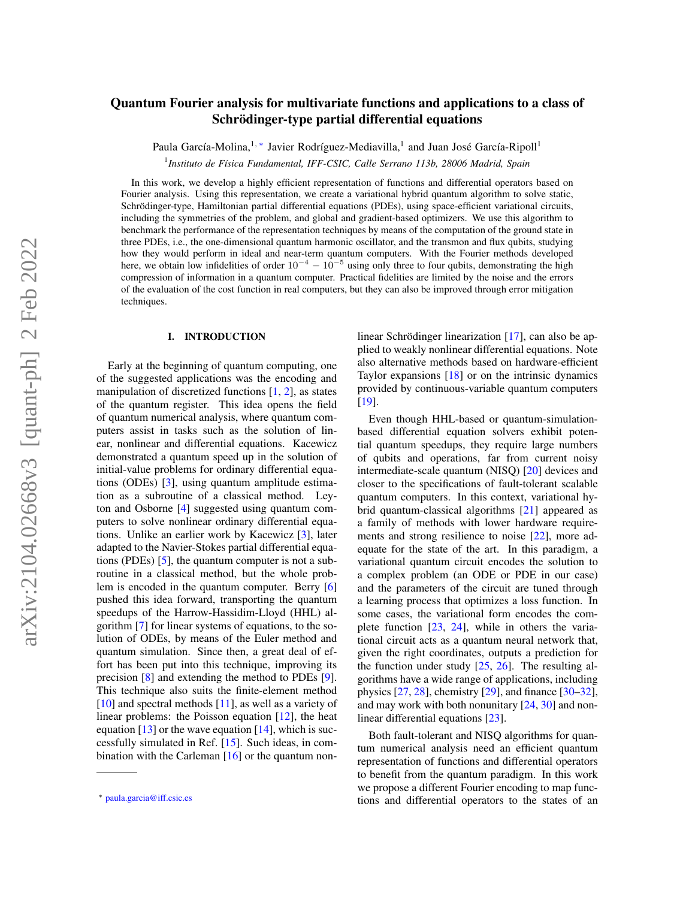# Quantum Fourier analysis for multivariate functions and applications to a class of Schrödinger-type partial differential equations

Paula García-Molina,[1,*] Javier Rodríguez-Mediavilla,[1] and Juan José García-Ripoll[1]

[1]*Instituto de Física Fundamental, IFF-CSIC, Calle Serrano 113b, 28006 Madrid, Spain*

In this work, we develop a highly efficient representation of functions and differential operators based on Fourier analysis. Using this representation, we create a variational hybrid quantum algorithm to solve static, Schrödinger-type, Hamiltonian partial differential equations (PDEs), using space-efficient variational circuits, including the symmetries of the problem, and global and gradient-based optimizers. We use this algorithm to benchmark the performance of the representation techniques by means of the computation of the ground state in three PDEs, i.e., the one-dimensional quantum harmonic oscillator, and the transmon and flux qubits, studying how they would perform in ideal and near-term quantum computers. With the Fourier methods developed here, we obtain low infidelities of order $10^{-4} - 10^{-5}$ using only three to four qubits, demonstrating the high compression of information in a quantum computer. Practical fidelities are limited by the noise and the errors of the evaluation of the cost function in real computers, but they can also be improved through error mitigation techniques.

## I. INTRODUCTION

Early at the beginning of quantum computing, one of the suggested applications was the encoding and manipulation of discretized functions [1, 2], as states of the quantum register. This idea opens the field of quantum numerical analysis, where quantum computers assist in tasks such as the solution of linear, nonlinear and differential equations. Kacewicz demonstrated a quantum speed up in the solution of initial-value problems for ordinary differential equations (ODEs) [3], using quantum amplitude estimation as a subroutine of a classical method. Leyton and Osborne [4] suggested using quantum computers to solve nonlinear ordinary differential equations. Unlike an earlier work by Kacewicz [3], later adapted to the Navier-Stokes partial differential equations (PDEs) [5], the quantum computer is not a subroutine in a classical method, but the whole problem is encoded in the quantum computer. Berry [6] pushed this idea forward, transporting the quantum speedups of the Harrow-Hassidim-Lloyd (HHL) algorithm [7] for linear systems of equations, to the solution of ODEs, by means of the Euler method and quantum simulation. Since then, a great deal of effort has been put into this technique, improving its precision [8] and extending the method to PDEs [9]. This technique also suits the finite-element method [10] and spectral methods [11], as well as a variety of linear problems: the Poisson equation [12], the heat equation [13] or the wave equation [14], which is successfully simulated in Ref. [15]. Such ideas, in combination with the Carleman [16] or the quantum nonlinear Schrödinger linearization [17], can also be applied to weakly nonlinear differential equations. Note also alternative methods based on hardware-efficient Taylor expansions [18] or on the intrinsic dynamics provided by continuous-variable quantum computers [19].

Even though HHL-based or quantum-simulation-based differential equation solvers exhibit potential quantum speedups, they require large numbers of qubits and operations, far from current noisy intermediate-scale quantum (NISQ) [20] devices and closer to the specifications of fault-tolerant scalable quantum computers. In this context, variational hybrid quantum-classical algorithms [21] appeared as a family of methods with lower hardware requirements and strong resilience to noise [22], more adequate for the state of the art. In this paradigm, a variational quantum circuit encodes the solution to a complex problem (an ODE or PDE in our case) and the parameters of the circuit are tuned through a learning process that optimizes a loss function. In some cases, the variational form encodes the complete function [23, 24], while in others the variational circuit acts as a quantum neural network that, given the right coordinates, outputs a prediction for the function under study [25, 26]. The resulting algorithms have a wide range of applications, including physics [27, 28], chemistry [29], and finance [30–32], and may work with both nonunitary [24, 30] and nonlinear differential equations [23].

Both fault-tolerant and NISQ algorithms for quantum numerical analysis need an efficient quantum representation of functions and differential operators to benefit from the quantum paradigm. In this work we propose a different Fourier encoding to map functions and differential operators to the states of an

* paula.garcia@iff.csic.es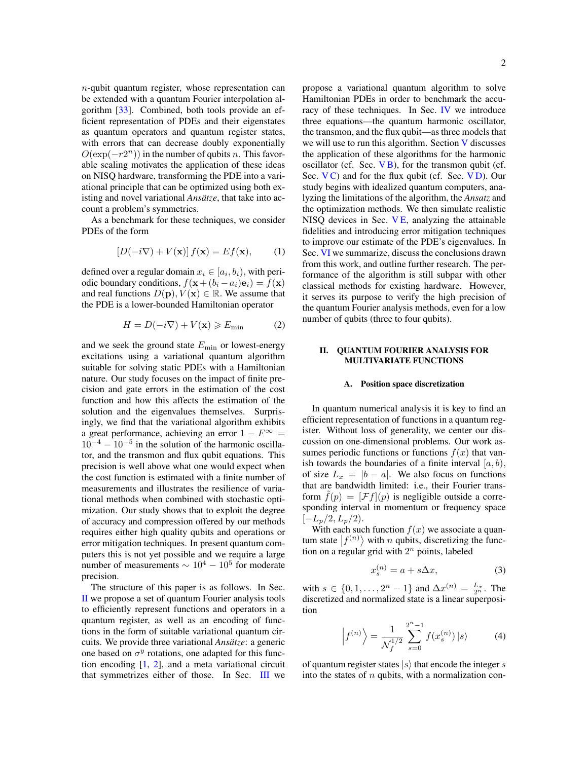$n$-qubit quantum register, whose representation can be extended with a quantum Fourier interpolation algorithm [33]. Combined, both tools provide an efficient representation of PDEs and their eigenstates as quantum operators and quantum register states, with errors that can decrease doubly exponentially $O(\exp(-r2^n))$ in the number of qubits $n$. This favorable scaling motivates the application of these ideas on NISQ hardware, transforming the PDE into a variational principle that can be optimized using both existing and novel variational *Ansätze*, that take into account a problem's symmetries.

As a benchmark for these techniques, we consider PDEs of the form

$$[D(-i\nabla) + V(\mathbf{x})]\, f(\mathbf{x}) = Ef(\mathbf{x}), \tag{1}$$

defined over a regular domain $x_i \in [a_i, b_i)$, with periodic boundary conditions, $f(\mathbf{x}+(b_i-a_i)\mathbf{e}_i) = f(\mathbf{x})$ and real functions $D(\mathbf{p}), V(\mathbf{x}) \in \mathbb{R}$. We assume that the PDE is a lower-bounded Hamiltonian operator

$$H = D(-i\nabla) + V(\mathbf{x}) \geqslant E_{\min} \tag{2}$$

and we seek the ground state $E_{\min}$ or lowest-energy excitations using a variational quantum algorithm suitable for solving static PDEs with a Hamiltonian nature. Our study focuses on the impact of finite precision and gate errors in the estimation of the cost function and how this affects the estimation of the solution and the eigenvalues themselves. Surprisingly, we find that the variational algorithm exhibits a great performance, achieving an error $1 - F^{\infty} = 10^{-4} - 10^{-5}$ in the solution of the harmonic oscillator, and the transmon and flux qubit equations. This precision is well above what one would expect when the cost function is estimated with a finite number of measurements and illustrates the resilience of variational methods when combined with stochastic optimization. Our study shows that to exploit the degree of accuracy and compression offered by our methods requires either high quality qubits and operations or error mitigation techniques. In present quantum computers this is not yet possible and we require a large number of measurements $\sim 10^4 - 10^5$ for moderate precision.

The structure of this paper is as follows. In Sec. II we propose a set of quantum Fourier analysis tools to efficiently represent functions and operators in a quantum register, as well as an encoding of functions in the form of suitable variational quantum circuits. We provide three variational *Ansätze*: a generic one based on $\sigma^y$ rotations, one adapted for this function encoding [1, 2], and a meta variational circuit that symmetrizes either of those. In Sec. III we propose a variational quantum algorithm to solve Hamiltonian PDEs in order to benchmark the accuracy of these techniques. In Sec. IV we introduce three equations—the quantum harmonic oscillator, the transmon, and the flux qubit—as three models that we will use to run this algorithm. Section V discusses the application of these algorithms for the harmonic oscillator (cf. Sec. V B), for the transmon qubit (cf. Sec. V C) and for the flux qubit (cf. Sec. V D). Our study begins with idealized quantum computers, analyzing the limitations of the algorithm, the *Ansatz* and the optimization methods. We then simulate realistic NISQ devices in Sec. V E, analyzing the attainable fidelities and introducing error mitigation techniques to improve our estimate of the PDE's eigenvalues. In Sec. VI we summarize, discuss the conclusions drawn from this work, and outline further research. The performance of the algorithm is still subpar with other classical methods for existing hardware. However, it serves its purpose to verify the high precision of the quantum Fourier analysis methods, even for a low number of qubits (three to four qubits).

## II. QUANTUM FOURIER ANALYSIS FOR MULTIVARIATE FUNCTIONS

### A. Position space discretization

In quantum numerical analysis it is key to find an efficient representation of functions in a quantum register. Without loss of generality, we center our discussion on one-dimensional problems. Our work assumes periodic functions or functions $f(x)$ that vanish towards the boundaries of a finite interval $[a, b)$, of size $L_x = |b - a|$. We also focus on functions that are bandwidth limited: i.e., their Fourier transform $\tilde{f}(p) = [\mathcal{F}f](p)$ is negligible outside a corresponding interval in momentum or frequency space $[-L_p/2, L_p/2)$.

With each such function $f(x)$ we associate a quantum state $\left|f^{(n)}\right\rangle$ with $n$ qubits, discretizing the function on a regular grid with $2^n$ points, labeled

$$x_s^{(n)} = a + s\Delta x, \tag{3}$$

with $s \in \{0, 1, \ldots, 2^n - 1\}$ and $\Delta x^{(n)} = \frac{L_x}{2^n}$. The discretized and normalized state is a linear superposition

$$\left|f^{(n)}\right\rangle = \frac{1}{\mathcal{N}_f^{1/2}} \sum_{s=0}^{2^n-1} f(x_s^{(n)})\,|s\rangle \tag{4}$$

of quantum register states $|s\rangle$ that encode the integer $s$ into the states of $n$ qubits, with a normalization con-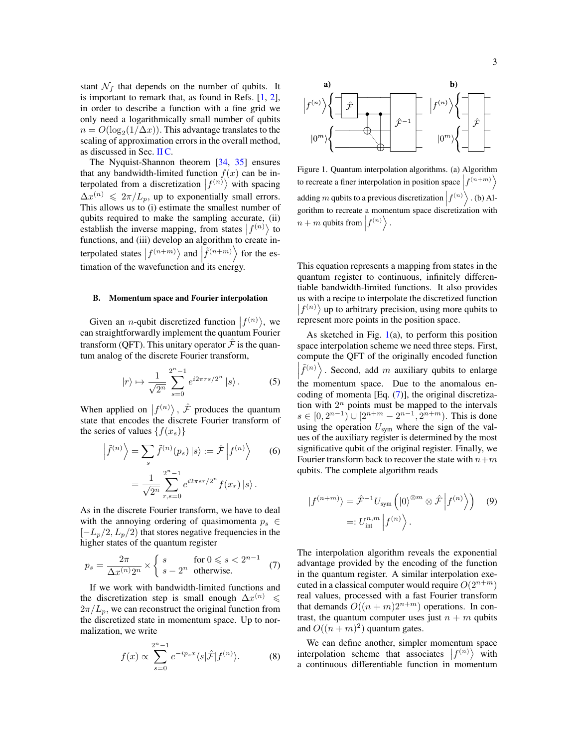stant $\mathcal{N}_f$ that depends on the number of qubits. It is important to remark that, as found in Refs. [1, 2], in order to describe a function with a fine grid we only need a logarithmically small number of qubits $n = O(\log_2(1/\Delta x))$. This advantage translates to the scaling of approximation errors in the overall method, as discussed in Sec. II C.

The Nyquist-Shannon theorem [34, 35] ensures that any bandwidth-limited function $f(x)$ can be interpolated from a discretization $\left|f^{(n)}\right\rangle$ with spacing $\Delta x^{(n)} \leqslant 2\pi/L_p$, up to exponentially small errors. This allows us to (i) estimate the smallest number of qubits required to make the sampling accurate, (ii) establish the inverse mapping, from states $\left|f^{(n)}\right\rangle$ to functions, and (iii) develop an algorithm to create interpolated states $\left|f^{(n+m)}\right\rangle$ and $\left|\tilde{f}^{(n+m)}\right\rangle$ for the estimation of the wavefunction and its energy.

### B. Momentum space and Fourier interpolation

Given an $n$-qubit discretized function $\left|f^{(n)}\right\rangle$, we can straightforwardly implement the quantum Fourier transform (QFT). This unitary operator $\hat{\mathcal{F}}$ is the quantum analog of the discrete Fourier transform,

$$|r\rangle \mapsto \frac{1}{\sqrt{2^n}} \sum_{s=0}^{2^n-1} e^{i2\pi rs/2^n} |s\rangle . \tag{5}$$

When applied on $\left|f^{(n)}\right\rangle$, $\hat{\mathcal{F}}$ produces the quantum state that encodes the discrete Fourier transform of the series of values $\{f(x_s)\}$

$$\begin{aligned}\left|\tilde{f}^{(n)}\right\rangle &= \sum_s \tilde{f}^{(n)}(p_s)\,|s\rangle := \hat{\mathcal{F}}\left|f^{(n)}\right\rangle \\ &= \frac{1}{\sqrt{2^n}} \sum_{r,s=0}^{2^n-1} e^{i2\pi sr/2^n} f(x_r)\,|s\rangle .\end{aligned} \tag{6}$$

As in the discrete Fourier transform, we have to deal with the annoying ordering of quasimomenta $p_s \in [-L_p/2, L_p/2)$ that stores negative frequencies in the higher states of the quantum register

$$p_s = \frac{2\pi}{\Delta x^{(n)} 2^n} \times \begin{cases} s & \text{for } 0 \leqslant s < 2^{n-1} \\ s - 2^n & \text{otherwise.} \end{cases} \tag{7}$$

If we work with bandwidth-limited functions and the discretization step is small enough $\Delta x^{(n)} \leqslant 2\pi/L_p$, we can reconstruct the original function from the discretized state in momentum space. Up to normalization, we write

$$f(x) \propto \sum_{s=0}^{2^n-1} e^{-ip_s x} \langle s|\hat{\mathcal{F}}|f^{(n)}\rangle . \tag{8}$$

Figure 1. Quantum interpolation algorithms. (a) Algorithm to recreate a finer interpolation in position space $\left|f^{(n+m)}\right\rangle$ adding $m$ qubits to a previous discretization $\left|f^{(n)}\right\rangle$. (b) Algorithm to recreate a momentum space discretization with $n+m$ qubits from $\left|f^{(n)}\right\rangle$.

This equation represents a mapping from states in the quantum register to continuous, infinitely differentiable bandwidth-limited functions. It also provides us with a recipe to interpolate the discretized function $\left|f^{(n)}\right\rangle$ up to arbitrary precision, using more qubits to represent more points in the position space.

As sketched in Fig. 1(a), to perform this position space interpolation scheme we need three steps. First, compute the QFT of the originally encoded function $\left|\tilde{f}^{(n)}\right\rangle$. Second, add $m$ auxiliary qubits to enlarge the momentum space. Due to the anomalous encoding of momenta [Eq. (7)], the original discretization with $2^n$ points must be mapped to the intervals $s \in [0, 2^{n-1}) \cup [2^{n+m} - 2^{n-1}, 2^{n+m})$. This is done using the operation $U_{\text{sym}}$ where the sign of the values of the auxiliary register is determined by the most significative qubit of the original register. Finally, we Fourier transform back to recover the state with $n+m$ qubits. The complete algorithm reads

$$\begin{aligned}|f^{(n+m)}\rangle &= \hat{\mathcal{F}}^{-1} U_{\text{sym}} \left(|0\rangle^{\otimes m} \otimes \hat{\mathcal{F}}\left|f^{(n)}\right\rangle\right) \\ &=: U_{\text{int}}^{n,m}\left|f^{(n)}\right\rangle .\end{aligned} \tag{9}$$

The interpolation algorithm reveals the exponential advantage provided by the encoding of the function in the quantum register. A similar interpolation executed in a classical computer would require $O(2^{n+m})$ real values, processed with a fast Fourier transform that demands $O((n+m)2^{n+m})$ operations. In contrast, the quantum computer uses just $n+m$ qubits and $O((n+m)^2)$ quantum gates.

We can define another, simpler momentum space interpolation scheme that associates $\left|f^{(n)}\right\rangle$ with a continuous differentiable function in momentum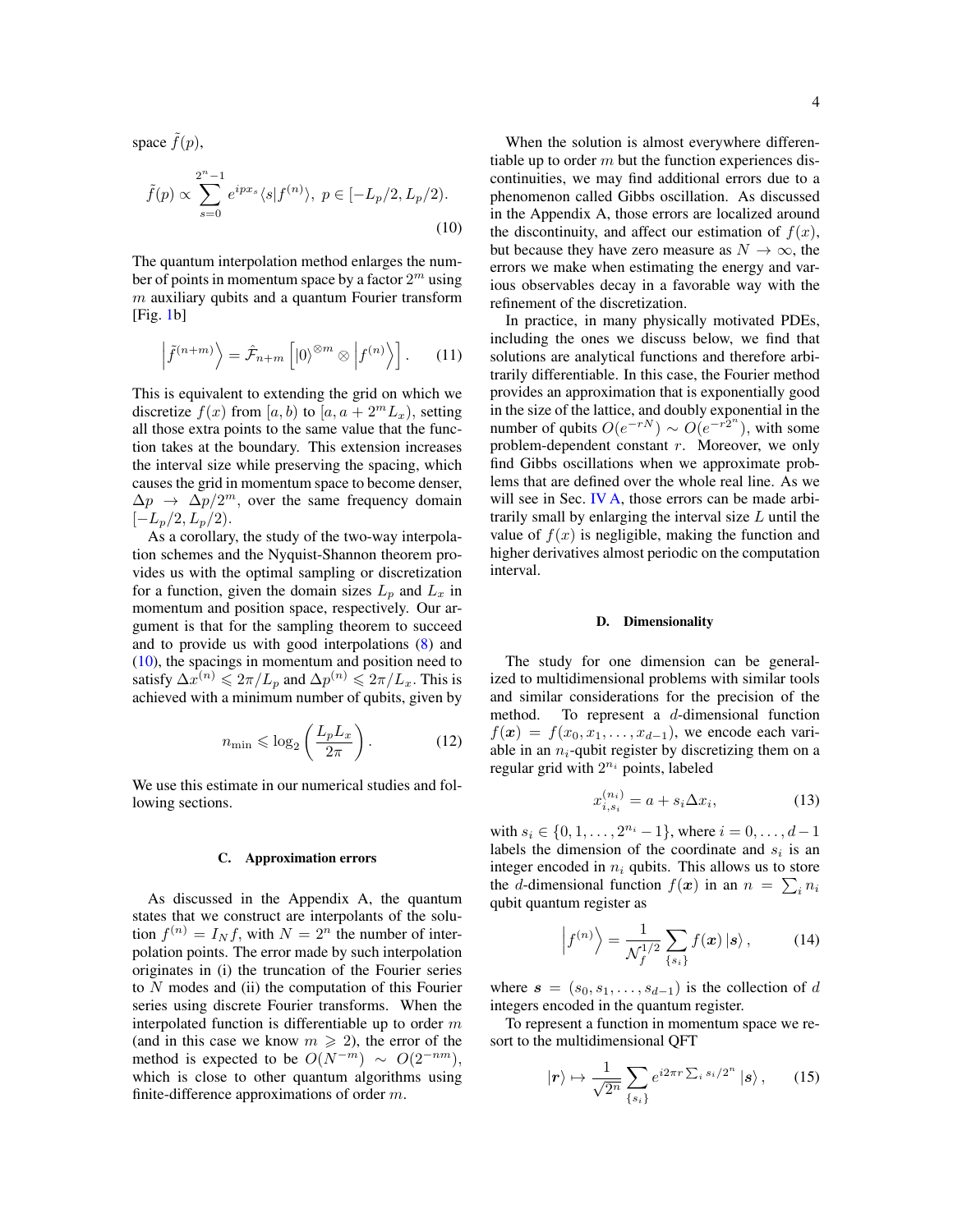space $\tilde{f}(p)$,

$$\tilde{f}(p) \propto \sum_{s=0}^{2^n-1} e^{ipx_s} \langle s|f^{(n)}\rangle,\ p \in [-L_p/2, L_p/2). \tag{10}$$

The quantum interpolation method enlarges the number of points in momentum space by a factor $2^m$ using $m$ auxiliary qubits and a quantum Fourier transform [Fig. 1b]

$$\left|\tilde{f}^{(n+m)}\right\rangle = \hat{\mathcal{F}}_{n+m}\left[|0\rangle^{\otimes m} \otimes \left|f^{(n)}\right\rangle\right]. \tag{11}$$

This is equivalent to extending the grid on which we discretize $f(x)$ from $[a, b)$ to $[a, a + 2^m L_x)$, setting all those extra points to the same value that the function takes at the boundary. This extension increases the interval size while preserving the spacing, which causes the grid in momentum space to become denser, $\Delta p \to \Delta p/2^m$, over the same frequency domain $[-L_p/2, L_p/2)$.

As a corollary, the study of the two-way interpolation schemes and the Nyquist-Shannon theorem provides us with the optimal sampling or discretization for a function, given the domain sizes $L_p$ and $L_x$ in momentum and position space, respectively. Our argument is that for the sampling theorem to succeed and to provide us with good interpolations (8) and (10), the spacings in momentum and position need to satisfy $\Delta x^{(n)} \leqslant 2\pi/L_p$ and $\Delta p^{(n)} \leqslant 2\pi/L_x$. This is achieved with a minimum number of qubits, given by

$$n_{\text{min}} \leqslant \log_2\left(\frac{L_p L_x}{2\pi}\right). \tag{12}$$

We use this estimate in our numerical studies and following sections.

### C. Approximation errors

As discussed in the Appendix A, the quantum states that we construct are interpolants of the solution $f^{(n)} = I_N f$, with $N = 2^n$ the number of interpolation points. The error made by such interpolation originates in (i) the truncation of the Fourier series to $N$ modes and (ii) the computation of this Fourier series using discrete Fourier transforms. When the interpolated function is differentiable up to order $m$ (and in this case we know $m \geqslant 2$), the error of the method is expected to be $O(N^{-m}) \sim O(2^{-nm})$, which is close to other quantum algorithms using finite-difference approximations of order $m$.

When the solution is almost everywhere differentiable up to order $m$ but the function experiences discontinuities, we may find additional errors due to a phenomenon called Gibbs oscillation. As discussed in the Appendix A, those errors are localized around the discontinuity, and affect our estimation of $f(x)$, but because they have zero measure as $N \to \infty$, the errors we make when estimating the energy and various observables decay in a favorable way with the refinement of the discretization.

In practice, in many physically motivated PDEs, including the ones we discuss below, we find that solutions are analytical functions and therefore arbitrarily differentiable. In this case, the Fourier method provides an approximation that is exponentially good in the size of the lattice, and doubly exponential in the number of qubits $O(e^{-rN}) \sim O(e^{-r2^n})$, with some problem-dependent constant $r$. Moreover, we only find Gibbs oscillations when we approximate problems that are defined over the whole real line. As we will see in Sec. IV A, those errors can be made arbitrarily small by enlarging the interval size $L$ until the value of $f(x)$ is negligible, making the function and higher derivatives almost periodic on the computation interval.

### D. Dimensionality

The study for one dimension can be generalized to multidimensional problems with similar tools and similar considerations for the precision of the method. To represent a $d$-dimensional function $f(\boldsymbol{x}) = f(x_0, x_1, \ldots, x_{d-1})$, we encode each variable in an $n_i$-qubit register by discretizing them on a regular grid with $2^{n_i}$ points, labeled

$$x_{i,s_i}^{(n_i)} = a + s_i \Delta x_i, \tag{13}$$

with $s_i \in \{0, 1, \ldots, 2^{n_i} - 1\}$, where $i = 0, \ldots, d-1$ labels the dimension of the coordinate and $s_i$ is an integer encoded in $n_i$ qubits. This allows us to store the $d$-dimensional function $f(\boldsymbol{x})$ in an $n = \sum_i n_i$ qubit quantum register as

$$\left|f^{(n)}\right\rangle = \frac{1}{\mathcal{N}_f^{1/2}} \sum_{\{s_i\}} f(\boldsymbol{x}) \left|\boldsymbol{s}\right\rangle, \tag{14}$$

where $\boldsymbol{s} = (s_0, s_1, \ldots, s_{d-1})$ is the collection of $d$ integers encoded in the quantum register.

To represent a function in momentum space we resort to the multidimensional QFT

$$|\boldsymbol{r}\rangle \mapsto \frac{1}{\sqrt{2^n}} \sum_{\{s_i\}} e^{i2\pi r \sum_i s_i/2^n} \left|\boldsymbol{s}\right\rangle, \tag{15}$$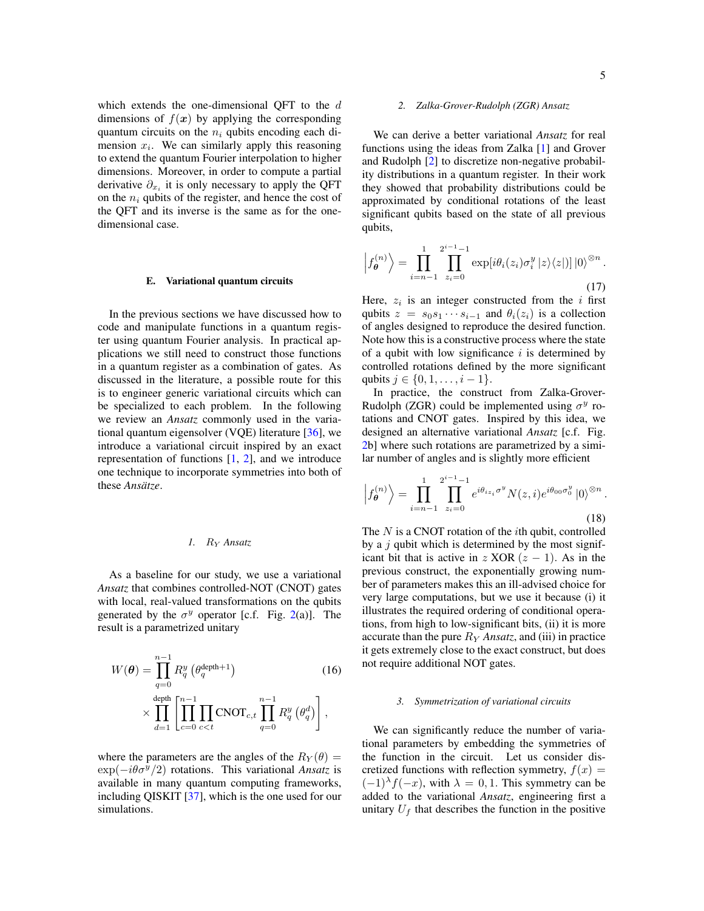which extends the one-dimensional QFT to the $d$ dimensions of $f(\boldsymbol{x})$ by applying the corresponding quantum circuits on the $n_i$ qubits encoding each dimension $x_i$. We can similarly apply this reasoning to extend the quantum Fourier interpolation to higher dimensions. Moreover, in order to compute a partial derivative $\partial_{x_i}$ it is only necessary to apply the QFT on the $n_i$ qubits of the register, and hence the cost of the QFT and its inverse is the same as for the one-dimensional case.

### E. Variational quantum circuits

In the previous sections we have discussed how to code and manipulate functions in a quantum register using quantum Fourier analysis. In practical applications we still need to construct those functions in a quantum register as a combination of gates. As discussed in the literature, a possible route for this is to engineer generic variational circuits which can be specialized to each problem. In the following we review an *Ansatz* commonly used in the variational quantum eigensolver (VQE) literature [36], we introduce a variational circuit inspired by an exact representation of functions [1, 2], and we introduce one technique to incorporate symmetries into both of these *Ansätze*.

#### 1. $R_Y$ *Ansatz*

As a baseline for our study, we use a variational *Ansatz* that combines controlled-NOT (CNOT) gates with local, real-valued transformations on the qubits generated by the $\sigma^y$ operator [c.f. Fig. 2(a)]. The result is a parametrized unitary

$$W(\boldsymbol{\theta}) = \prod_{q=0}^{n-1} R_q^y\left(\theta_q^{\text{depth}+1}\right) \times \prod_{d=1}^{\text{depth}} \left[\prod_{c=0}^{n-1}\prod_{c<t} \text{CNOT}_{c,t} \prod_{q=0}^{n-1} R_q^y\left(\theta_q^d\right)\right], \tag{16}$$

where the parameters are the angles of the $R_Y(\theta) = \exp(-i\theta\sigma^y/2)$ rotations. This variational *Ansatz* is available in many quantum computing frameworks, including QISKIT [37], which is the one used for our simulations.

#### 2. Zalka-Grover-Rudolph (ZGR) Ansatz

We can derive a better variational *Ansatz* for real functions using the ideas from Zalka [1] and Grover and Rudolph [2] to discretize non-negative probability distributions in a quantum register. In their work they showed that probability distributions could be approximated by conditional rotations of the least significant qubits based on the state of all previous qubits,

$$\left|f_{\boldsymbol{\theta}}^{(n)}\right\rangle = \prod_{i=n-1}^{1}\prod_{z_i=0}^{2^{i-1}-1} \exp[i\theta_i(z_i)\sigma_i^y \left|z\right\rangle\!\left\langle z\right|] \left|0\right\rangle^{\otimes n}. \tag{17}$$

Here, $z_i$ is an integer constructed from the $i$ first qubits $z = s_0 s_1 \cdots s_{i-1}$ and $\theta_i(z_i)$ is a collection of angles designed to reproduce the desired function. Note how this is a constructive process where the state of a qubit with low significance $i$ is determined by controlled rotations defined by the more significant qubits $j \in \{0, 1, \ldots, i-1\}$.

In practice, the construct from Zalka-Grover-Rudolph (ZGR) could be implemented using $\sigma^y$ rotations and CNOT gates. Inspired by this idea, we designed an alternative variational *Ansatz* [c.f. Fig. 2b] where such rotations are parametrized by a similar number of angles and is slightly more efficient

$$\left|f_{\boldsymbol{\theta}}^{(n)}\right\rangle = \prod_{i=n-1}^{1}\prod_{z_i=0}^{2^{i-1}-1} e^{i\theta_{iz_i}\sigma^y} N(z,i) e^{i\theta_{00}\sigma_0^y} \left|0\right\rangle^{\otimes n}. \tag{18}$$

The $N$ is a CNOT rotation of the $i$th qubit, controlled by a $j$ qubit which is determined by the most significant bit that is active in $z$ XOR $(z-1)$. As in the previous construct, the exponentially growing number of parameters makes this an ill-advised choice for very large computations, but we use it because (i) it illustrates the required ordering of conditional operations, from high to low-significant bits, (ii) it is more accurate than the pure $R_Y$ *Ansatz*, and (iii) in practice it gets extremely close to the exact construct, but does not require additional NOT gates.

#### 3. Symmetrization of variational circuits

We can significantly reduce the number of variational parameters by embedding the symmetries of the function in the circuit. Let us consider discretized functions with reflection symmetry, $f(x) = (-1)^\lambda f(-x)$, with $\lambda = 0, 1$. This symmetry can be added to the variational *Ansatz*, engineering first a unitary $U_f$ that describes the function in the positive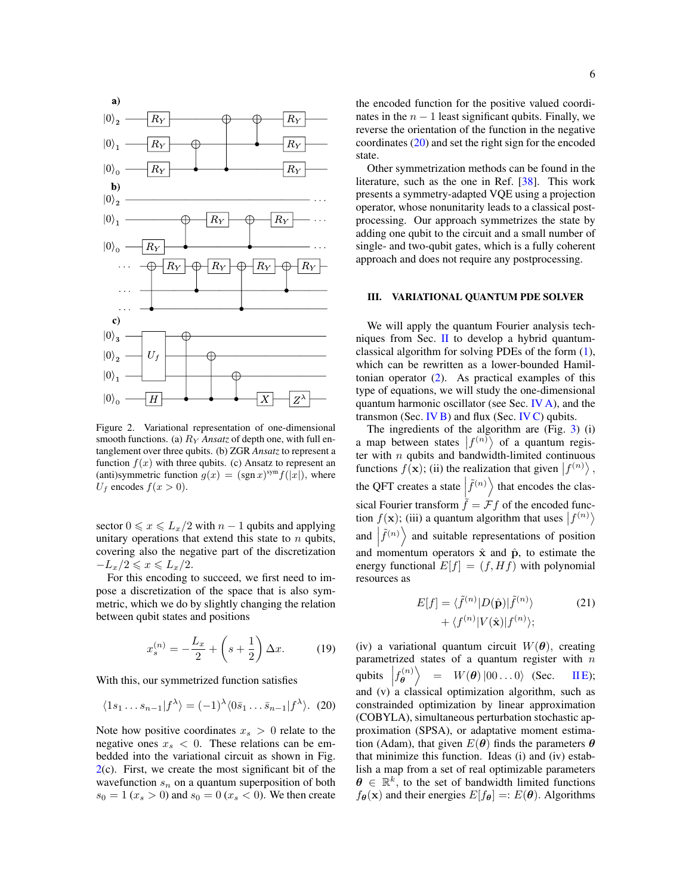Figure 2. Variational representation of one-dimensional smooth functions. (a) $R_Y$ *Ansatz* of depth one, with full entanglement over three qubits. (b) ZGR *Ansatz* to represent a function $f(x)$ with three qubits. (c) Ansatz to represent an (anti)symmetric function $g(x) = (\text{sgn}\, x)^{\text{sym}} f(|x|)$, where $U_f$ encodes $f(x > 0)$.

sector $0 \leqslant x \leqslant L_x/2$ with $n-1$ qubits and applying unitary operations that extend this state to $n$ qubits, covering also the negative part of the discretization $-L_x/2 \leqslant x \leqslant L_x/2$.

For this encoding to succeed, we first need to impose a discretization of the space that is also symmetric, which we do by slightly changing the relation between qubit states and positions

$$x_s^{(n)} = -\frac{L_x}{2} + \left(s + \frac{1}{2}\right)\Delta x. \tag{19}$$

With this, our symmetrized function satisfies

$$\langle 1 s_1 \ldots s_{n-1} | f^\lambda \rangle = (-1)^\lambda \langle 0 \bar{s}_1 \ldots \bar{s}_{n-1} | f^\lambda \rangle. \tag{20}$$

Note how positive coordinates $x_s > 0$ relate to the negative ones $x_s < 0$. These relations can be embedded into the variational circuit as shown in Fig. 2(c). First, we create the most significant bit of the wavefunction $s_n$ on a quantum superposition of both $s_0 = 1$ $(x_s > 0)$ and $s_0 = 0$ $(x_s < 0)$. We then create the encoded function for the positive valued coordinates in the $n-1$ least significant qubits. Finally, we reverse the orientation of the function in the negative coordinates (20) and set the right sign for the encoded state.

Other symmetrization methods can be found in the literature, such as the one in Ref. [38]. This work presents a symmetry-adapted VQE using a projection operator, whose nonunitarity leads to a classical post-processing. Our approach symmetrizes the state by adding one qubit to the circuit and a small number of single- and two-qubit gates, which is a fully coherent approach and does not require any postprocessing.

## III. VARIATIONAL QUANTUM PDE SOLVER

We will apply the quantum Fourier analysis techniques from Sec. II to develop a hybrid quantum-classical algorithm for solving PDEs of the form (1), which can be rewritten as a lower-bounded Hamiltonian operator (2). As practical examples of this type of equations, we will study the one-dimensional quantum harmonic oscillator (see Sec. IV A), and the transmon (Sec. IV B) and flux (Sec. IV C) qubits.

The ingredients of the algorithm are (Fig. 3) (i) a map between states $\left|f^{(n)}\right\rangle$ of a quantum register with $n$ qubits and bandwidth-limited continuous functions $f(\mathbf{x})$; (ii) the realization that given $\left|f^{(n)}\right\rangle$, the QFT creates a state $\left|\tilde{f}^{(n)}\right\rangle$ that encodes the classical Fourier transform $\tilde{f} = \mathcal{F} f$ of the encoded function $f(\mathbf{x})$; (iii) a quantum algorithm that uses $\left|f^{(n)}\right\rangle$ and $\left|\tilde{f}^{(n)}\right\rangle$ and suitable representations of position and momentum operators $\hat{\mathbf{x}}$ and $\hat{\mathbf{p}}$, to estimate the energy functional $E[f] = (f, Hf)$ with polynomial resources as

$$\begin{aligned} E[f] = &\langle \tilde{f}^{(n)} | D(\hat{\mathbf{p}}) | \tilde{f}^{(n)} \rangle \\ &+ \langle f^{(n)} | V(\hat{\mathbf{x}}) | f^{(n)} \rangle; \end{aligned} \tag{21}$$

(iv) a variational quantum circuit $W(\boldsymbol{\theta})$, creating parametrized states of a quantum register with $n$ qubits $\left|f_{\boldsymbol{\theta}}^{(n)}\right\rangle = W(\boldsymbol{\theta}) \left|00\ldots0\right\rangle$ (Sec. II E); and (v) a classical optimization algorithm, such as constrainded optimization by linear approximation (COBYLA), simultaneous perturbation stochastic approximation (SPSA), or adaptative moment estimation (Adam), that given $E(\boldsymbol{\theta})$ finds the parameters $\boldsymbol{\theta}$ that minimize this function. Ideas (i) and (iv) establish a map from a set of real optimizable parameters $\boldsymbol{\theta} \in \mathbb{R}^k$, to the set of bandwidth limited functions $f_{\boldsymbol{\theta}}(\mathbf{x})$ and their energies $E[f_{\boldsymbol{\theta}}] =: E(\boldsymbol{\theta})$. Algorithms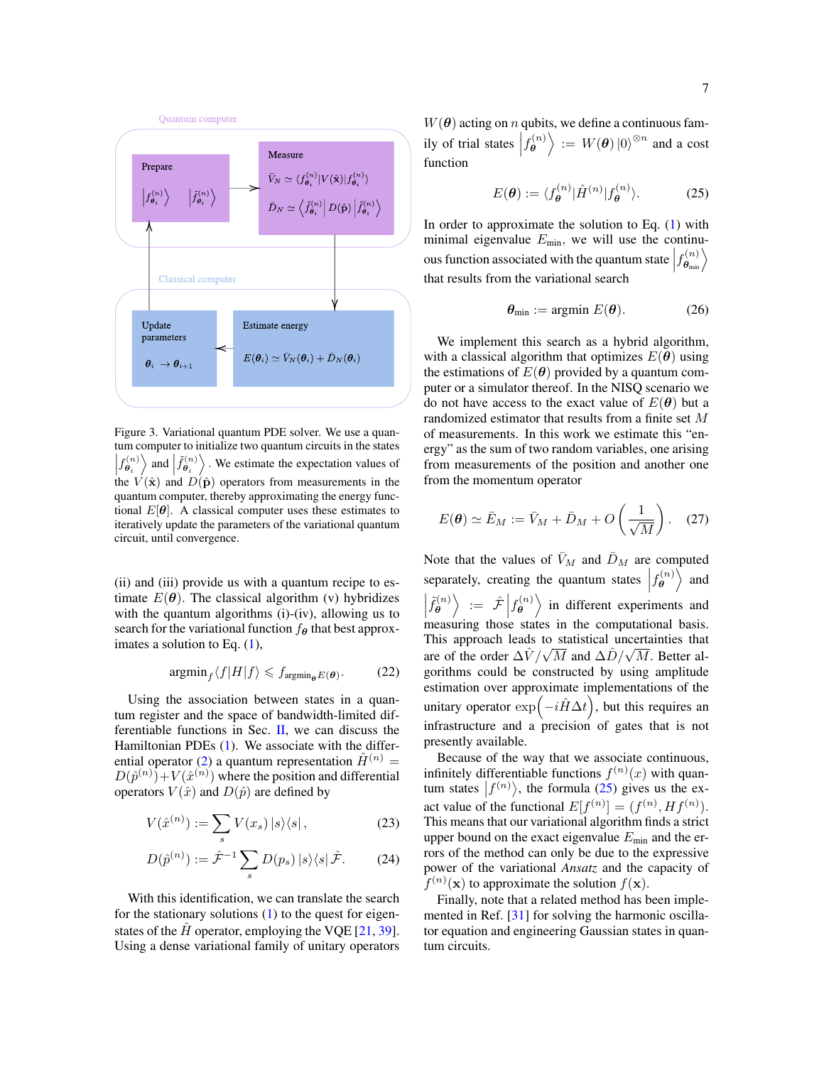Quantum computer

Prepare

$\left|f^{(n)}_{\boldsymbol{\theta}_i}\right\rangle$ $\left|\tilde{f}^{(n)}_{\boldsymbol{\theta}_i}\right\rangle$

Measure

$\bar{V}_N \simeq \langle f^{(n)}_{\boldsymbol{\theta}_i}|V(\hat{\mathbf{x}})|f^{(n)}_{\boldsymbol{\theta}_i}\rangle$

$\bar{D}_N \simeq \left\langle \tilde{f}^{(n)}_{\boldsymbol{\theta}_i}\right| D(\hat{\mathbf{p}}) \left|\tilde{f}^{(n)}_{\boldsymbol{\theta}_i}\right\rangle$

Classical computer

Update parameters

$\boldsymbol{\theta}_i \to \boldsymbol{\theta}_{i+1}$

Estimate energy

$E(\boldsymbol{\theta}_i) \simeq \bar{V}_N(\boldsymbol{\theta}_i) + \bar{D}_N(\boldsymbol{\theta}_i)$

Figure 3. Variational quantum PDE solver. We use a quantum computer to initialize two quantum circuits in the states $\left|f^{(n)}_{\boldsymbol{\theta}_i}\right\rangle$ and $\left|\tilde{f}^{(n)}_{\boldsymbol{\theta}_i}\right\rangle$. We estimate the expectation values of the $V(\hat{\mathbf{x}})$ and $D(\hat{\mathbf{p}})$ operators from measurements in the quantum computer, thereby approximating the energy functional $E[\boldsymbol{\theta}]$. A classical computer uses these estimates to iteratively update the parameters of the variational quantum circuit, until convergence.

(ii) and (iii) provide us with a quantum recipe to estimate $E(\boldsymbol{\theta})$. The classical algorithm (v) hybridizes with the quantum algorithms (i)-(iv), allowing us to search for the variational function $f_{\boldsymbol{\theta}}$ that best approximates a solution to Eq. (1),

$$\text{argmin}_f \langle f|H|f\rangle \leqslant f_{\text{argmin}_{\boldsymbol{\theta}} E(\boldsymbol{\theta})}. \tag{22}$$

Using the association between states in a quantum register and the space of bandwidth-limited differentiable functions in Sec. II, we can discuss the Hamiltonian PDEs (1). We associate with the differential operator (2) a quantum representation $\hat{H}^{(n)} = D(\hat{p}^{(n)}) + V(\hat{x}^{(n)})$ where the position and differential operators $V(\hat{x})$ and $D(\hat{p})$ are defined by

$$V(\hat{x}^{(n)}) := \sum_s V(x_s)\, |s\rangle\langle s|\,, \tag{23}$$

$$D(\hat{p}^{(n)}) := \hat{\mathcal{F}}^{-1} \sum_s D(p_s)\, |s\rangle\langle s|\, \hat{\mathcal{F}}. \tag{24}$$

With this identification, we can translate the search for the stationary solutions (1) to the quest for eigenstates of the $\hat{H}$ operator, employing the VQE [21, 39]. Using a dense variational family of unitary operators $W(\boldsymbol{\theta})$ acting on $n$ qubits, we define a continuous family of trial states $\left|f^{(n)}_{\boldsymbol{\theta}}\right\rangle := W(\boldsymbol{\theta})\,|0\rangle^{\otimes n}$ and a cost function

$$E(\boldsymbol{\theta}) := \langle f^{(n)}_{\boldsymbol{\theta}}|\hat{H}^{(n)}|f^{(n)}_{\boldsymbol{\theta}}\rangle. \tag{25}$$

In order to approximate the solution to Eq. (1) with minimal eigenvalue $E_{\text{min}}$, we will use the continuous function associated with the quantum state $\left|f^{(n)}_{\boldsymbol{\theta}_{\text{min}}}\right\rangle$ that results from the variational search

$$\boldsymbol{\theta}_{\text{min}} := \text{argmin}\, E(\boldsymbol{\theta}). \tag{26}$$

We implement this search as a hybrid algorithm, with a classical algorithm that optimizes $E(\boldsymbol{\theta})$ using the estimations of $E(\boldsymbol{\theta})$ provided by a quantum computer or a simulator thereof. In the NISQ scenario we do not have access to the exact value of $E(\boldsymbol{\theta})$ but a randomized estimator that results from a finite set $M$ of measurements. In this work we estimate this "energy" as the sum of two random variables, one arising from measurements of the position and another one from the momentum operator

$$E(\boldsymbol{\theta}) \simeq \bar{E}_M := \bar{V}_M + \bar{D}_M + O\left(\frac{1}{\sqrt{M}}\right). \tag{27}$$

Note that the values of $\bar{V}_M$ and $\bar{D}_M$ are computed separately, creating the quantum states $\left|f^{(n)}_{\boldsymbol{\theta}}\right\rangle$ and $\left|\tilde{f}^{(n)}_{\boldsymbol{\theta}}\right\rangle := \hat{\mathcal{F}}\left|f^{(n)}_{\boldsymbol{\theta}}\right\rangle$ in different experiments and measuring those states in the computational basis. This approach leads to statistical uncertainties that are of the order $\Delta\hat{V}/\sqrt{M}$ and $\Delta\hat{D}/\sqrt{M}$. Better algorithms could be constructed by using amplitude estimation over approximate implementations of the unitary operator $\exp\left(-i\hat{H}\Delta t\right)$, but this requires an infrastructure and a precision of gates that is not presently available.

Because of the way that we associate continuous, infinitely differentiable functions $f^{(n)}(x)$ with quantum states $\left|f^{(n)}\right\rangle$, the formula (25) gives us the exact value of the functional $E[f^{(n)}] = (f^{(n)}, Hf^{(n)})$. This means that our variational algorithm finds a strict upper bound on the exact eigenvalue $E_{\text{min}}$ and the errors of the method can only be due to the expressive power of the variational *Ansatz* and the capacity of $f^{(n)}(\mathbf{x})$ to approximate the solution $f(\mathbf{x})$.

Finally, note that a related method has been implemented in Ref. [31] for solving the harmonic oscillator equation and engineering Gaussian states in quantum circuits.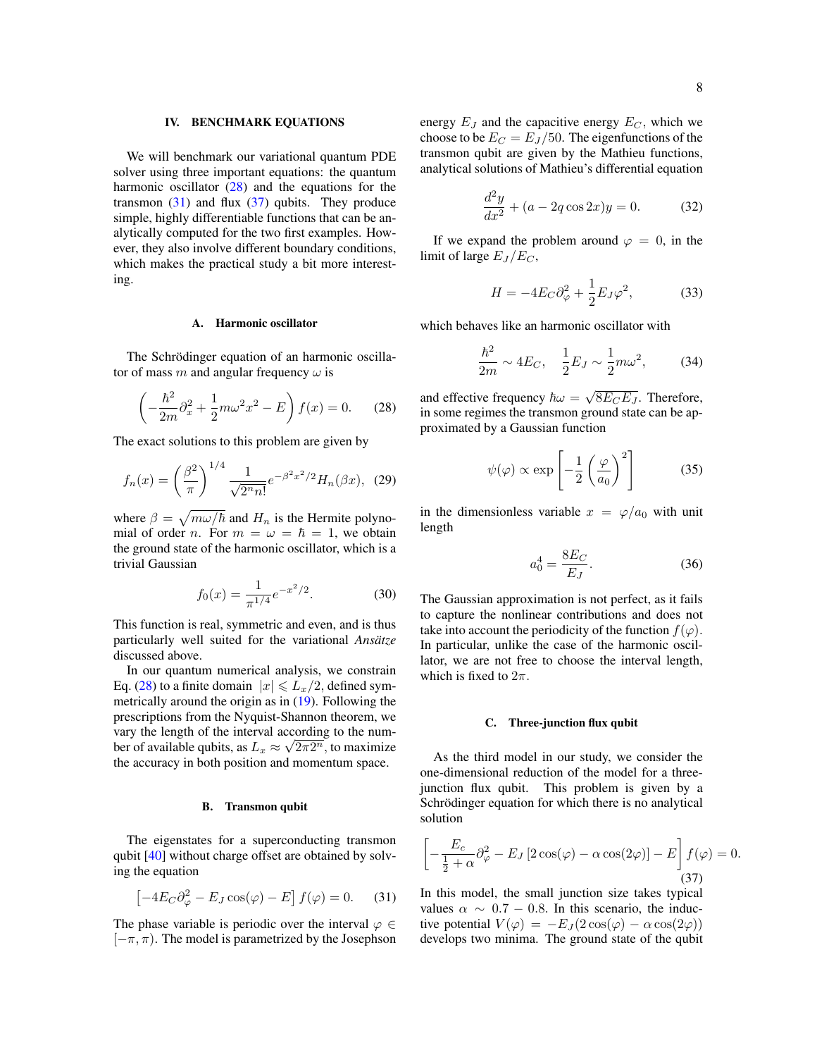## IV. BENCHMARK EQUATIONS

We will benchmark our variational quantum PDE solver using three important equations: the quantum harmonic oscillator (28) and the equations for the transmon (31) and flux (37) qubits. They produce simple, highly differentiable functions that can be analytically computed for the two first examples. However, they also involve different boundary conditions, which makes the practical study a bit more interesting.

### A. Harmonic oscillator

The Schrödinger equation of an harmonic oscillator of mass $m$ and angular frequency $\omega$ is

$$\left(-\frac{\hbar^2}{2m}\partial_x^2 + \frac{1}{2}m\omega^2 x^2 - E\right) f(x) = 0. \tag{28}$$

The exact solutions to this problem are given by

$$f_n(x) = \left(\frac{\beta^2}{\pi}\right)^{1/4} \frac{1}{\sqrt{2^n n!}} e^{-\beta^2 x^2/2} H_n(\beta x), \tag{29}$$

where $\beta = \sqrt{m\omega/\hbar}$ and $H_n$ is the Hermite polynomial of order $n$. For $m = \omega = \hbar = 1$, we obtain the ground state of the harmonic oscillator, which is a trivial Gaussian

$$f_0(x) = \frac{1}{\pi^{1/4}} e^{-x^2/2}. \tag{30}$$

This function is real, symmetric and even, and is thus particularly well suited for the variational *Ansätze* discussed above.

In our quantum numerical analysis, we constrain Eq. (28) to a finite domain $|x| \leqslant L_x/2$, defined symmetrically around the origin as in (19). Following the prescriptions from the Nyquist-Shannon theorem, we vary the length of the interval according to the number of available qubits, as $L_x \approx \sqrt{2\pi 2^n}$, to maximize the accuracy in both position and momentum space.

### B. Transmon qubit

The eigenstates for a superconducting transmon qubit [40] without charge offset are obtained by solving the equation

$$\left[-4E_C\partial_\varphi^2 - E_J\cos(\varphi) - E\right] f(\varphi) = 0. \tag{31}$$

The phase variable is periodic over the interval $\varphi \in [-\pi, \pi)$. The model is parametrized by the Josephson energy $E_J$ and the capacitive energy $E_C$, which we choose to be $E_C = E_J/50$. The eigenfunctions of the transmon qubit are given by the Mathieu functions, analytical solutions of Mathieu's differential equation

$$\frac{d^2y}{dx^2} + (a - 2q\cos 2x)y = 0. \tag{32}$$

If we expand the problem around $\varphi = 0$, in the limit of large $E_J/E_C$,

$$H = -4E_C\partial_\varphi^2 + \frac{1}{2}E_J\varphi^2, \tag{33}$$

which behaves like an harmonic oscillator with

$$\frac{\hbar^2}{2m} \sim 4E_C, \quad \frac{1}{2}E_J \sim \frac{1}{2}m\omega^2, \tag{34}$$

and effective frequency $\hbar\omega = \sqrt{8E_C E_J}$. Therefore, in some regimes the transmon ground state can be approximated by a Gaussian function

$$\psi(\varphi) \propto \exp\left[-\frac{1}{2}\left(\frac{\varphi}{a_0}\right)^2\right] \tag{35}$$

in the dimensionless variable $x = \varphi/a_0$ with unit length

$$a_0^4 = \frac{8E_C}{E_J}. \tag{36}$$

The Gaussian approximation is not perfect, as it fails to capture the nonlinear contributions and does not take into account the periodicity of the function $f(\varphi)$. In particular, unlike the case of the harmonic oscillator, we are not free to choose the interval length, which is fixed to $2\pi$.

### C. Three-junction flux qubit

As the third model in our study, we consider the one-dimensional reduction of the model for a three-junction flux qubit. This problem is given by a Schrödinger equation for which there is no analytical solution

$$\left[-\frac{E_c}{\frac{1}{2}+\alpha}\partial_\varphi^2 - E_J\left[2\cos(\varphi) - \alpha\cos(2\varphi)\right] - E\right] f(\varphi) = 0. \tag{37}$$

In this model, the small junction size takes typical values $\alpha \sim 0.7 - 0.8$. In this scenario, the inductive potential $V(\varphi) = -E_J(2\cos(\varphi) - \alpha\cos(2\varphi))$ develops two minima. The ground state of the qubit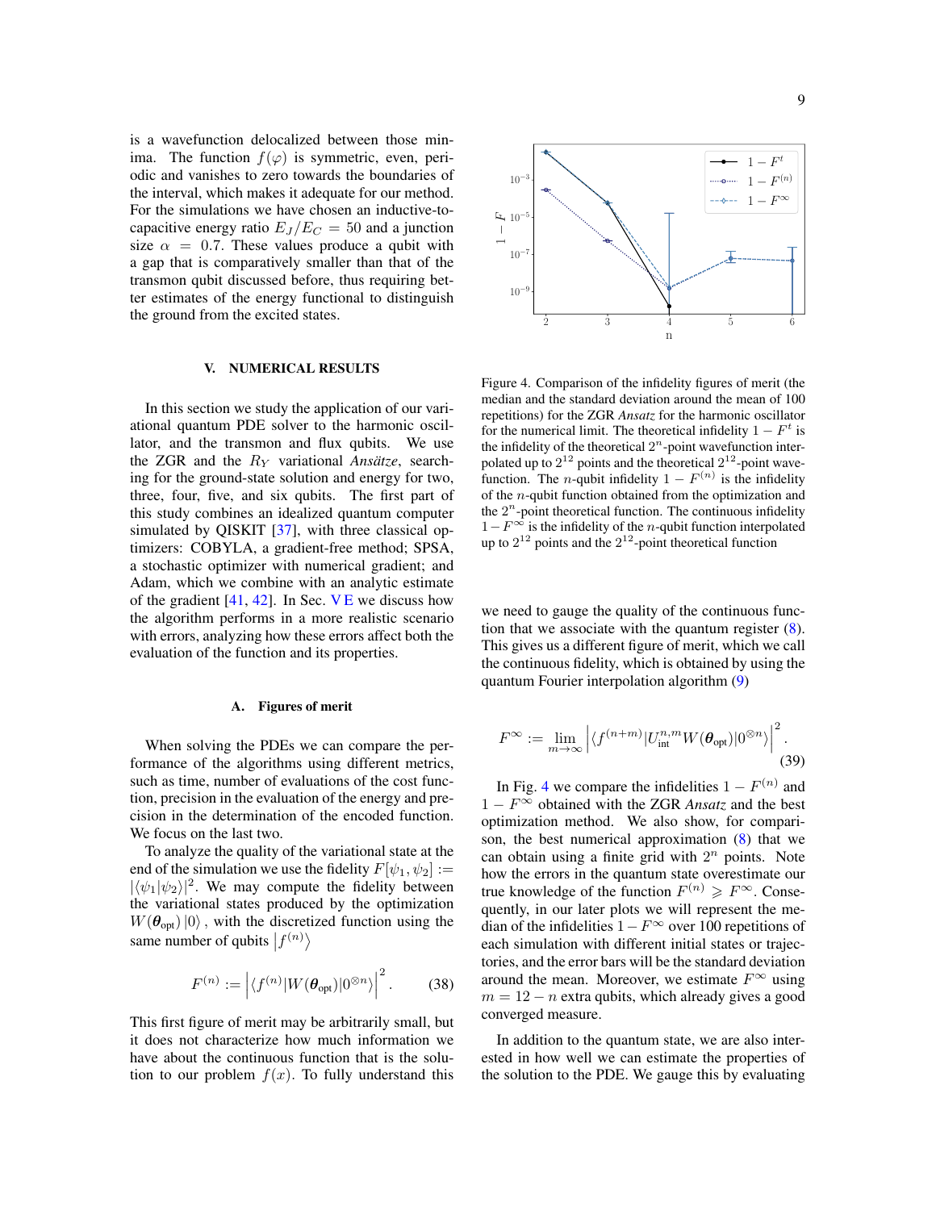is a wavefunction delocalized between those minima. The function $f(\varphi)$ is symmetric, even, periodic and vanishes to zero towards the boundaries of the interval, which makes it adequate for our method. For the simulations we have chosen an inductive-to-capacitive energy ratio $E_J/E_C = 50$ and a junction size $\alpha = 0.7$. These values produce a qubit with a gap that is comparatively smaller than that of the transmon qubit discussed before, thus requiring better estimates of the energy functional to distinguish the ground from the excited states.

## V. NUMERICAL RESULTS

In this section we study the application of our variational quantum PDE solver to the harmonic oscillator, and the transmon and flux qubits. We use the ZGR and the $R_Y$ variational *Ansätze*, searching for the ground-state solution and energy for two, three, four, five, and six qubits. The first part of this study combines an idealized quantum computer simulated by QISKIT [37], with three classical optimizers: COBYLA, a gradient-free method; SPSA, a stochastic optimizer with numerical gradient; and Adam, which we combine with an analytic estimate of the gradient [41, 42]. In Sec. V E we discuss how the algorithm performs in a more realistic scenario with errors, analyzing how these errors affect both the evaluation of the function and its properties.

### A. Figures of merit

When solving the PDEs we can compare the performance of the algorithms using different metrics, such as time, number of evaluations of the cost function, precision in the evaluation of the energy and precision in the determination of the encoded function. We focus on the last two.

To analyze the quality of the variational state at the end of the simulation we use the fidelity $F[\psi_1, \psi_2] := |\langle\psi_1|\psi_2\rangle|^2$. We may compute the fidelity between the variational states produced by the optimization $W(\boldsymbol{\theta}_{\text{opt}})\,|0\rangle$ , with the discretized function using the same number of qubits $\left|f^{(n)}\right\rangle$

$$F^{(n)} := \left|\langle f^{(n)}|W(\boldsymbol{\theta}_{\text{opt}})|0^{\otimes n}\rangle\right|^2. \tag{38}$$

This first figure of merit may be arbitrarily small, but it does not characterize how much information we have about the continuous function that is the solution to our problem $f(x)$. To fully understand this

Figure 4. Comparison of the infidelity figures of merit (the median and the standard deviation around the mean of 100 repetitions) for the ZGR *Ansatz* for the harmonic oscillator for the numerical limit. The theoretical infidelity $1-F^t$ is the infidelity of the theoretical $2^n$-point wavefunction interpolated up to $2^{12}$ points and the theoretical $2^{12}$-point wavefunction. The $n$-qubit infidelity $1-F^{(n)}$ is the infidelity of the $n$-qubit function obtained from the optimization and the $2^n$-point theoretical function. The continuous infidelity $1-F^\infty$ is the infidelity of the $n$-qubit function interpolated up to $2^{12}$ points and the $2^{12}$-point theoretical function

we need to gauge the quality of the continuous function that we associate with the quantum register (8). This gives us a different figure of merit, which we call the continuous fidelity, which is obtained by using the quantum Fourier interpolation algorithm (9)

$$F^\infty := \lim_{m\to\infty}\left|\langle f^{(n+m)}|U_{\text{int}}^{n,m}W(\boldsymbol{\theta}_{\text{opt}})|0^{\otimes n}\rangle\right|^2. \tag{39}$$

In Fig. 4 we compare the infidelities $1-F^{(n)}$ and $1-F^\infty$ obtained with the ZGR *Ansatz* and the best optimization method. We also show, for comparison, the best numerical approximation (8) that we can obtain using a finite grid with $2^n$ points. Note how the errors in the quantum state overestimate our true knowledge of the function $F^{(n)} \geqslant F^\infty$. Consequently, in our later plots we will represent the median of the infidelities $1-F^\infty$ over 100 repetitions of each simulation with different initial states or trajectories, and the error bars will be the standard deviation around the mean. Moreover, we estimate $F^\infty$ using $m = 12-n$ extra qubits, which already gives a good converged measure.

In addition to the quantum state, we are also interested in how well we can estimate the properties of the solution to the PDE. We gauge this by evaluating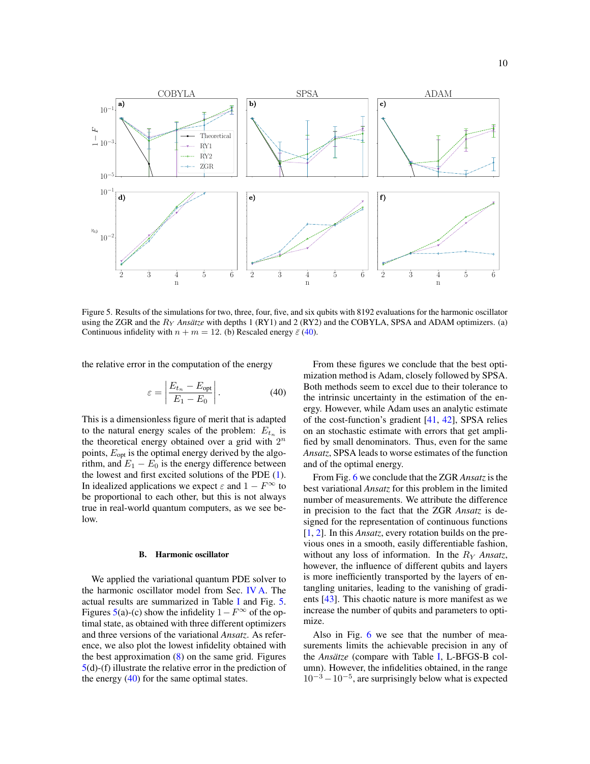Figure 5. Results of the simulations for two, three, four, five, and six qubits with 8192 evaluations for the harmonic oscillator using the ZGR and the $R_Y$ *Ansätze* with depths 1 (RY1) and 2 (RY2) and the COBYLA, SPSA and ADAM optimizers. (a) Continuous infidelity with $n+m=12$. (b) Rescaled energy $\bar{\varepsilon}$ (40).

the relative error in the computation of the energy

$$\varepsilon = \left| \frac{E_{t_n} - E_{\text{opt}}}{E_1 - E_0} \right|. \tag{40}$$

This is a dimensionless figure of merit that is adapted to the natural energy scales of the problem: $E_{t_n}$ is the theoretical energy obtained over a grid with $2^n$ points, $E_{\text{opt}}$ is the optimal energy derived by the algorithm, and $E_1 - E_0$ is the energy difference between the lowest and first excited solutions of the PDE (1). In idealized applications we expect $\varepsilon$ and $1 - F^{\infty}$ to be proportional to each other, but this is not always true in real-world quantum computers, as we see below.

### B. Harmonic oscillator

We applied the variational quantum PDE solver to the harmonic oscillator model from Sec. IV A. The actual results are summarized in Table I and Fig. 5. Figures 5(a)-(c) show the infidelity $1 - F^{\infty}$ of the optimal state, as obtained with three different optimizers and three versions of the variational *Ansatz*. As reference, we also plot the lowest infidelity obtained with the best approximation (8) on the same grid. Figures 5(d)-(f) illustrate the relative error in the prediction of the energy (40) for the same optimal states.

From these figures we conclude that the best optimization method is Adam, closely followed by SPSA. Both methods seem to excel due to their tolerance to the intrinsic uncertainty in the estimation of the energy. However, while Adam uses an analytic estimate of the cost-function's gradient [41, 42], SPSA relies on an stochastic estimate with errors that get amplified by small denominators. Thus, even for the same *Ansatz*, SPSA leads to worse estimates of the function and of the optimal energy.

From Fig. 6 we conclude that the ZGR *Ansatz* is the best variational *Ansatz* for this problem in the limited number of measurements. We attribute the difference in precision to the fact that the ZGR *Ansatz* is designed for the representation of continuous functions [1, 2]. In this *Ansatz*, every rotation builds on the previous ones in a smooth, easily differentiable fashion, without any loss of information. In the $R_Y$ *Ansatz*, however, the influence of different qubits and layers is more inefficiently transported by the layers of entangling unitaries, leading to the vanishing of gradients [43]. This chaotic nature is more manifest as we increase the number of qubits and parameters to optimize.

Also in Fig. 6 we see that the number of measurements limits the achievable precision in any of the *Ansätze* (compare with Table I, L-BFGS-B column). However, the infidelities obtained, in the range $10^{-3} - 10^{-5}$, are surprisingly below what is expected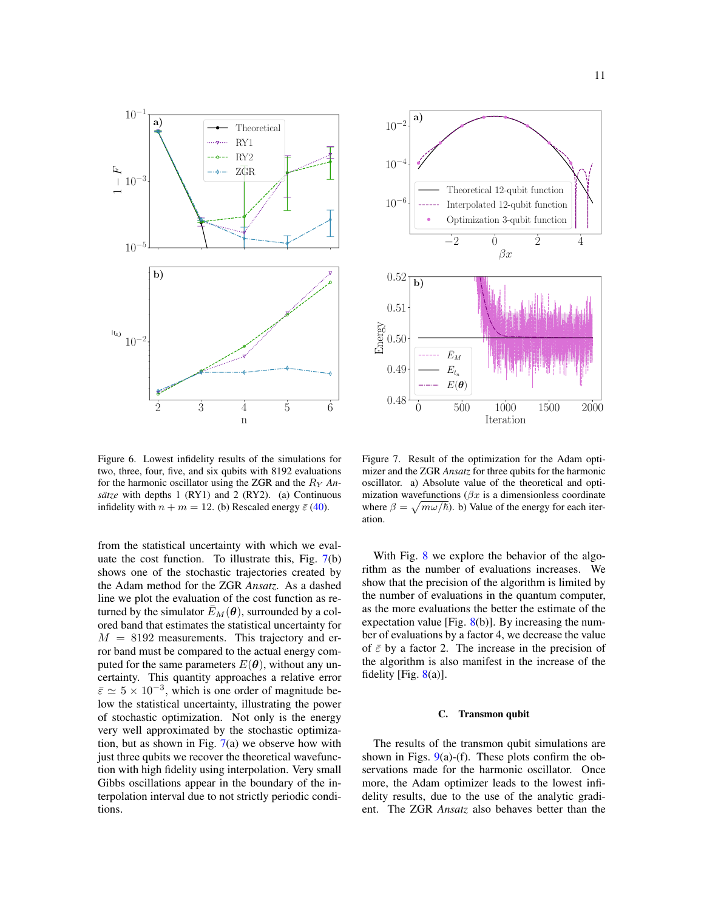Figure 6. Lowest infidelity results of the simulations for two, three, four, five, and six qubits with 8192 evaluations for the harmonic oscillator using the ZGR and the $R_Y$ *Ansätze* with depths 1 (RY1) and 2 (RY2). (a) Continuous infidelity with $n + m = 12$. (b) Rescaled energy $\bar{\varepsilon}$ (40).

Figure 7. Result of the optimization for the Adam optimizer and the ZGR *Ansatz* for three qubits for the harmonic oscillator. a) Absolute value of the theoretical and optimization wavefunctions ($\beta x$ is a dimensionless coordinate where $\beta = \sqrt{m\omega/\hbar}$). b) Value of the energy for each iteration.

from the statistical uncertainty with which we evaluate the cost function. To illustrate this, Fig. 7(b) shows one of the stochastic trajectories created by the Adam method for the ZGR *Ansatz*. As a dashed line we plot the evaluation of the cost function as returned by the simulator $\bar{E}_M(\boldsymbol{\theta})$, surrounded by a colored band that estimates the statistical uncertainty for $M = 8192$ measurements. This trajectory and error band must be compared to the actual energy computed for the same parameters $E(\boldsymbol{\theta})$, without any uncertainty. This quantity approaches a relative error $\bar{\varepsilon} \simeq 5 \times 10^{-3}$, which is one order of magnitude below the statistical uncertainty, illustrating the power of stochastic optimization. Not only is the energy very well approximated by the stochastic optimization, but as shown in Fig. 7(a) we observe how with just three qubits we recover the theoretical wavefunction with high fidelity using interpolation. Very small Gibbs oscillations appear in the boundary of the interpolation interval due to not strictly periodic conditions.

With Fig. 8 we explore the behavior of the algorithm as the number of evaluations increases. We show that the precision of the algorithm is limited by the number of evaluations in the quantum computer, as the more evaluations the better the estimate of the expectation value [Fig. 8(b)]. By increasing the number of evaluations by a factor 4, we decrease the value of $\bar{\varepsilon}$ by a factor 2. The increase in the precision of the algorithm is also manifest in the increase of the fidelity [Fig. 8(a)].

### C. Transmon qubit

The results of the transmon qubit simulations are shown in Figs. 9(a)-(f). These plots confirm the observations made for the harmonic oscillator. Once more, the Adam optimizer leads to the lowest infidelity results, due to the use of the analytic gradient. The ZGR *Ansatz* also behaves better than the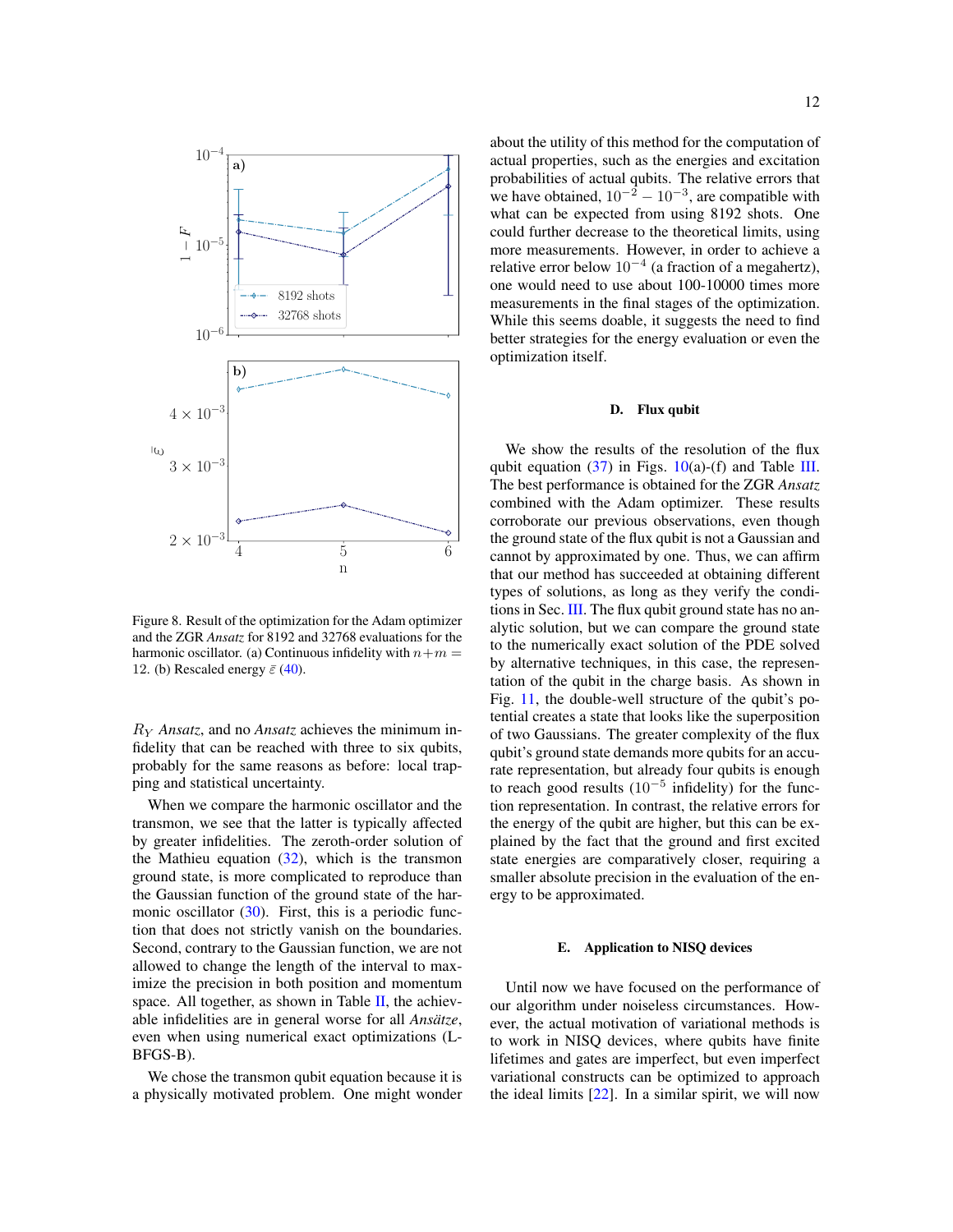Figure 8. Result of the optimization for the Adam optimizer and the ZGR *Ansatz* for 8192 and 32768 evaluations for the harmonic oscillator. (a) Continuous infidelity with $n+m = 12$. (b) Rescaled energy $\bar{\varepsilon}$ (40).

$R_Y$ *Ansatz*, and no *Ansatz* achieves the minimum infidelity that can be reached with three to six qubits, probably for the same reasons as before: local trapping and statistical uncertainty.

When we compare the harmonic oscillator and the transmon, we see that the latter is typically affected by greater infidelities. The zeroth-order solution of the Mathieu equation (32), which is the transmon ground state, is more complicated to reproduce than the Gaussian function of the ground state of the harmonic oscillator (30). First, this is a periodic function that does not strictly vanish on the boundaries. Second, contrary to the Gaussian function, we are not allowed to change the length of the interval to maximize the precision in both position and momentum space. All together, as shown in Table II, the achievable infidelities are in general worse for all *Ansätze*, even when using numerical exact optimizations (L-BFGS-B).

We chose the transmon qubit equation because it is a physically motivated problem. One might wonder about the utility of this method for the computation of actual properties, such as the energies and excitation probabilities of actual qubits. The relative errors that we have obtained, $10^{-2} - 10^{-3}$, are compatible with what can be expected from using 8192 shots. One could further decrease to the theoretical limits, using more measurements. However, in order to achieve a relative error below $10^{-4}$ (a fraction of a megahertz), one would need to use about 100-10000 times more measurements in the final stages of the optimization. While this seems doable, it suggests the need to find better strategies for the energy evaluation or even the optimization itself.

### D. Flux qubit

We show the results of the resolution of the flux qubit equation (37) in Figs. 10(a)-(f) and Table III. The best performance is obtained for the ZGR *Ansatz* combined with the Adam optimizer. These results corroborate our previous observations, even though the ground state of the flux qubit is not a Gaussian and cannot by approximated by one. Thus, we can affirm that our method has succeeded at obtaining different types of solutions, as long as they verify the conditions in Sec. III. The flux qubit ground state has no analytic solution, but we can compare the ground state to the numerically exact solution of the PDE solved by alternative techniques, in this case, the representation of the qubit in the charge basis. As shown in Fig. 11, the double-well structure of the qubit's potential creates a state that looks like the superposition of two Gaussians. The greater complexity of the flux qubit's ground state demands more qubits for an accurate representation, but already four qubits is enough to reach good results ($10^{-5}$ infidelity) for the function representation. In contrast, the relative errors for the energy of the qubit are higher, but this can be explained by the fact that the ground and first excited state energies are comparatively closer, requiring a smaller absolute precision in the evaluation of the energy to be approximated.

### E. Application to NISQ devices

Until now we have focused on the performance of our algorithm under noiseless circumstances. However, the actual motivation of variational methods is to work in NISQ devices, where qubits have finite lifetimes and gates are imperfect, but even imperfect variational constructs can be optimized to approach the ideal limits [22]. In a similar spirit, we will now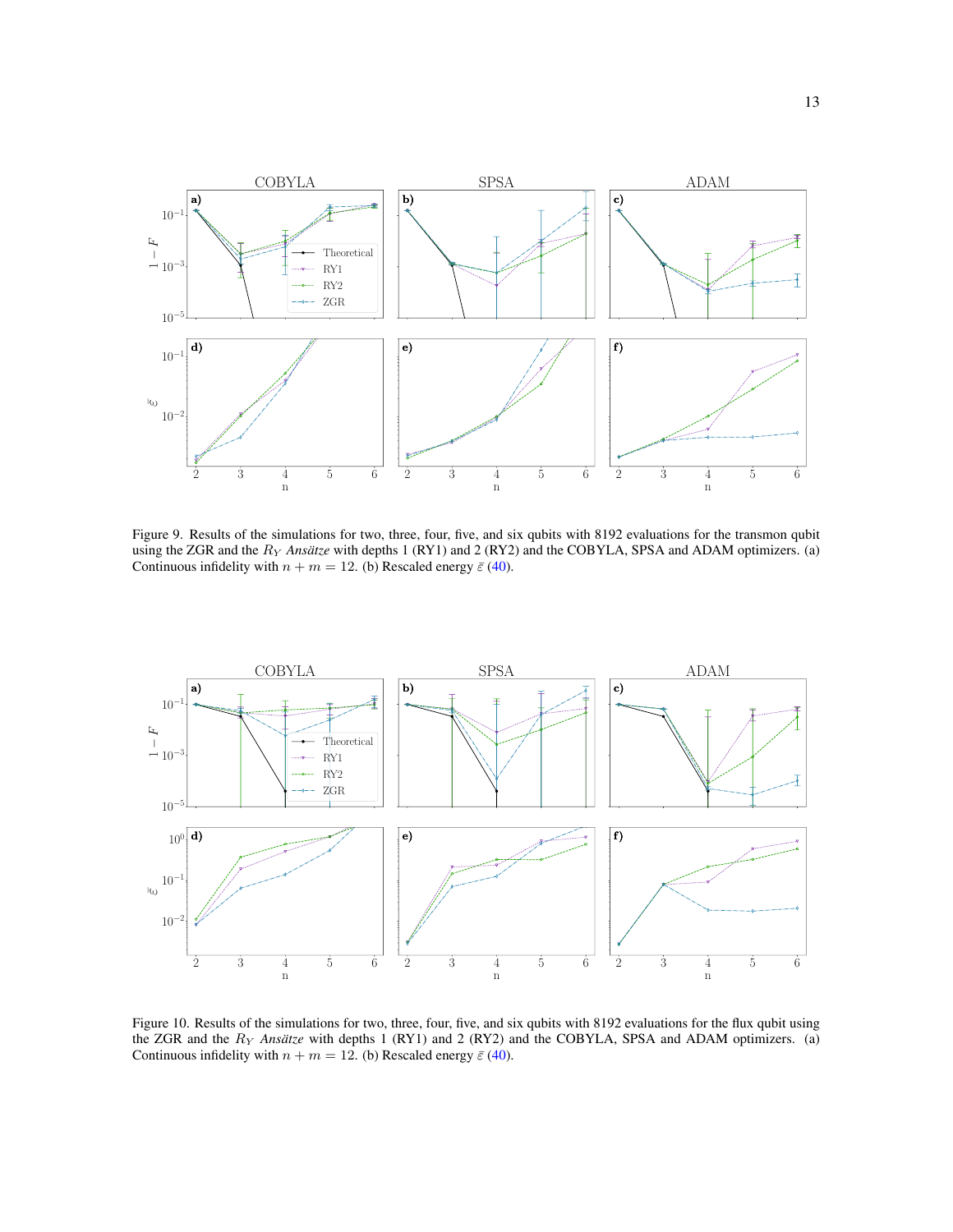Figure 9. Results of the simulations for two, three, four, five, and six qubits with 8192 evaluations for the transmon qubit using the ZGR and the $R_Y$ *Ansätze* with depths 1 (RY1) and 2 (RY2) and the COBYLA, SPSA and ADAM optimizers. (a) Continuous infidelity with $n + m = 12$. (b) Rescaled energy $\bar{\varepsilon}$ (40).

Figure 10. Results of the simulations for two, three, four, five, and six qubits with 8192 evaluations for the flux qubit using the ZGR and the $R_Y$ *Ansätze* with depths 1 (RY1) and 2 (RY2) and the COBYLA, SPSA and ADAM optimizers. (a) Continuous infidelity with $n + m = 12$. (b) Rescaled energy $\bar{\varepsilon}$ (40).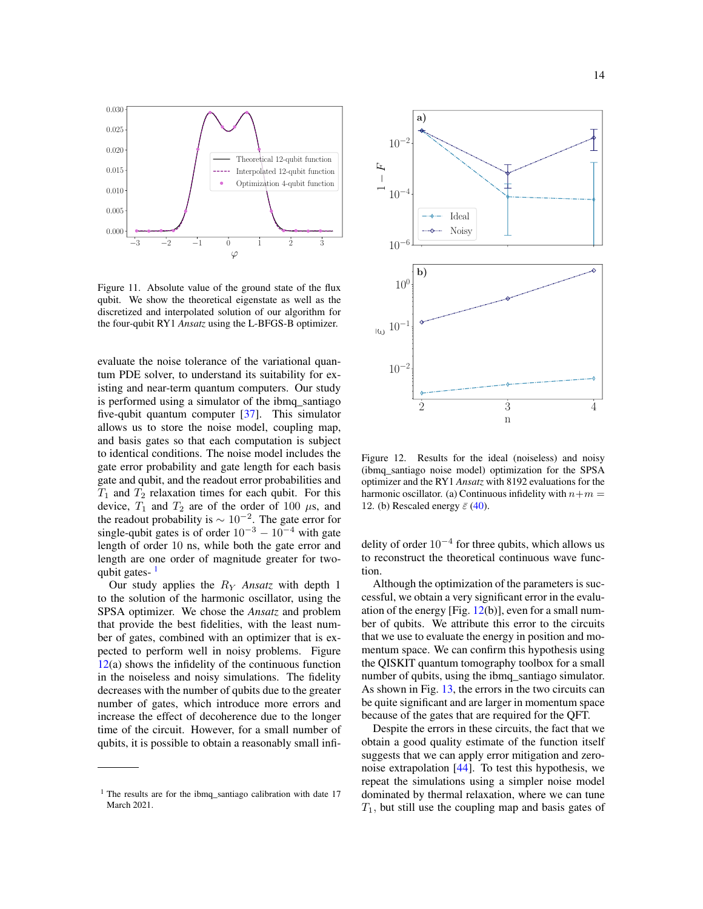Figure 11. Absolute value of the ground state of the flux qubit. We show the theoretical eigenstate as well as the discretized and interpolated solution of our algorithm for the four-qubit RY1 *Ansatz* using the L-BFGS-B optimizer.

evaluate the noise tolerance of the variational quantum PDE solver, to understand its suitability for existing and near-term quantum computers. Our study is performed using a simulator of the ibmq_santiago five-qubit quantum computer [37]. This simulator allows us to store the noise model, coupling map, and basis gates so that each computation is subject to identical conditions. The noise model includes the gate error probability and gate length for each basis gate and qubit, and the readout error probabilities and $T_1$ and $T_2$ relaxation times for each qubit. For this device, $T_1$ and $T_2$ are of the order of 100 $\mu$s, and the readout probability is $\sim 10^{-2}$. The gate error for single-qubit gates is of order $10^{-3} - 10^{-4}$ with gate length of order 10 ns, while both the gate error and length are one order of magnitude greater for two-qubit gates-[1]

Our study applies the $R_Y$ *Ansatz* with depth 1 to the solution of the harmonic oscillator, using the SPSA optimizer. We chose the *Ansatz* and problem that provide the best fidelities, with the least number of gates, combined with an optimizer that is expected to perform well in noisy problems. Figure 12(a) shows the infidelity of the continuous function in the noiseless and noisy simulations. The fidelity decreases with the number of qubits due to the greater number of gates, which introduce more errors and increase the effect of decoherence due to the longer time of the circuit. However, for a small number of qubits, it is possible to obtain a reasonably small infidelity of order $10^{-4}$ for three qubits, which allows us to reconstruct the theoretical continuous wave function.

Figure 12. Results for the ideal (noiseless) and noisy (ibmq_santiago noise model) optimization for the SPSA optimizer and the RY1 *Ansatz* with 8192 evaluations for the harmonic oscillator. (a) Continuous infidelity with $n+m = 12$. (b) Rescaled energy $\bar{\varepsilon}$ (40).

Although the optimization of the parameters is successful, we obtain a very significant error in the evaluation of the energy [Fig. 12(b)], even for a small number of qubits. We attribute this error to the circuits that we use to evaluate the energy in position and momentum space. We can confirm this hypothesis using the QISKIT quantum tomography toolbox for a small number of qubits, using the ibmq_santiago simulator. As shown in Fig. 13, the errors in the two circuits can be quite significant and are larger in momentum space because of the gates that are required for the QFT.

Despite the errors in these circuits, the fact that we obtain a good quality estimate of the function itself suggests that we can apply error mitigation and zero-noise extrapolation [44]. To test this hypothesis, we repeat the simulations using a simpler noise model dominated by thermal relaxation, where we can tune $T_1$, but still use the coupling map and basis gates of

[1] The results are for the ibmq_santiago calibration with date 17 March 2021.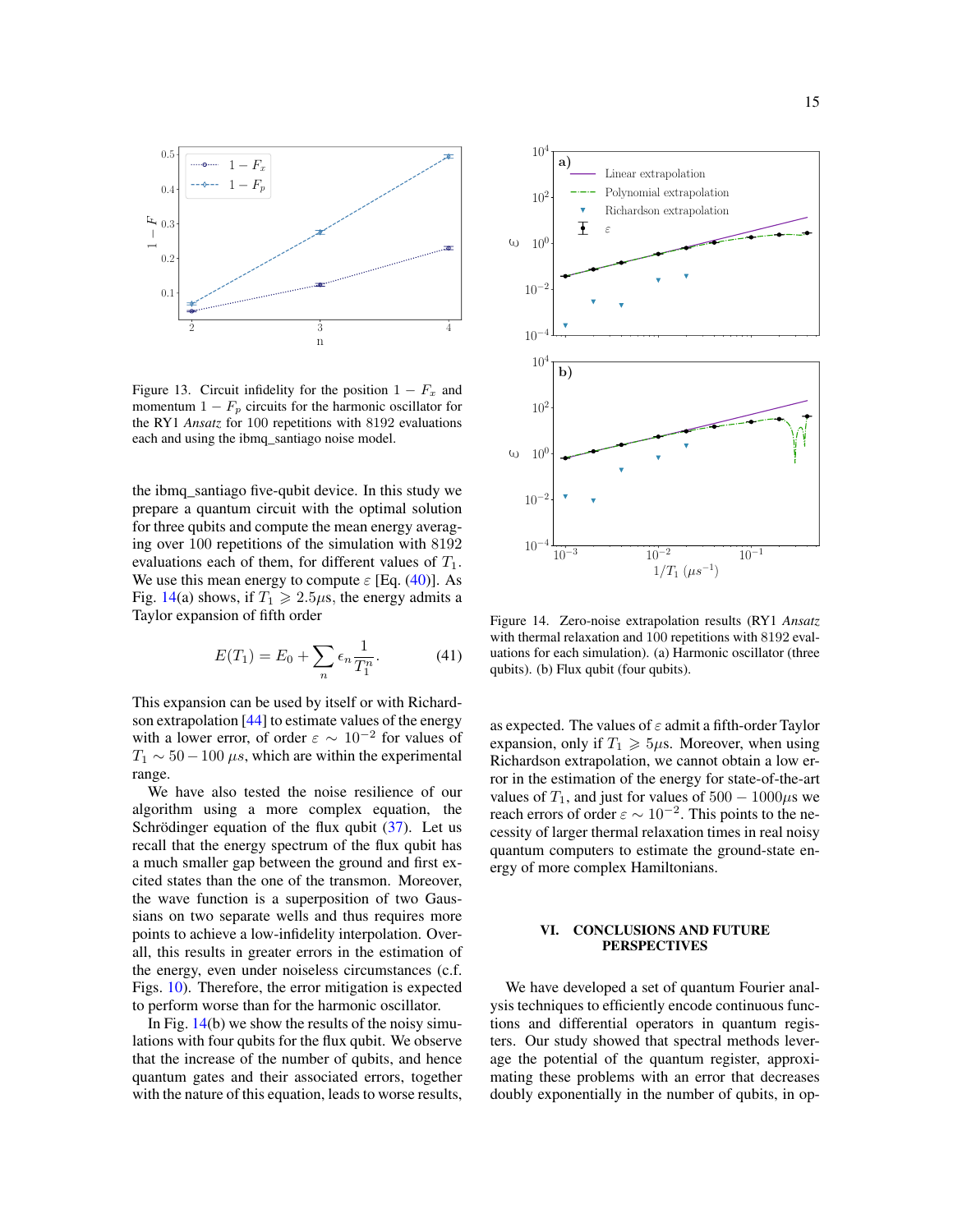Figure 13. Circuit infidelity for the position $1-F_x$ and momentum $1-F_p$ circuits for the harmonic oscillator for the RY1 *Ansatz* for 100 repetitions with 8192 evaluations each and using the ibmq_santiago noise model.

the ibmq_santiago five-qubit device. In this study we prepare a quantum circuit with the optimal solution for three qubits and compute the mean energy averaging over 100 repetitions of the simulation with 8192 evaluations each of them, for different values of $T_1$. We use this mean energy to compute $\varepsilon$ [Eq. (40)]. As Fig. 14(a) shows, if $T_1 \geqslant 2.5\mu$s, the energy admits a Taylor expansion of fifth order

$$E(T_1) = E_0 + \sum_n \epsilon_n \frac{1}{T_1^n}. \tag{41}$$

This expansion can be used by itself or with Richardson extrapolation [44] to estimate values of the energy with a lower error, of order $\varepsilon \sim 10^{-2}$ for values of $T_1 \sim 50 - 100\ \mu s$, which are within the experimental range.

We have also tested the noise resilience of our algorithm using a more complex equation, the Schrödinger equation of the flux qubit (37). Let us recall that the energy spectrum of the flux qubit has a much smaller gap between the ground and first excited states than the one of the transmon. Moreover, the wave function is a superposition of two Gaussians on two separate wells and thus requires more points to achieve a low-infidelity interpolation. Overall, this results in greater errors in the estimation of the energy, even under noiseless circumstances (c.f. Figs. 10). Therefore, the error mitigation is expected to perform worse than for the harmonic oscillator.

In Fig. 14(b) we show the results of the noisy simulations with four qubits for the flux qubit. We observe that the increase of the number of qubits, and hence quantum gates and their associated errors, together with the nature of this equation, leads to worse results,

Figure 14. Zero-noise extrapolation results (RY1 *Ansatz* with thermal relaxation and 100 repetitions with 8192 evaluations for each simulation). (a) Harmonic oscillator (three qubits). (b) Flux qubit (four qubits).

as expected. The values of $\varepsilon$ admit a fifth-order Taylor expansion, only if $T_1 \geqslant 5\mu$s. Moreover, when using Richardson extrapolation, we cannot obtain a low error in the estimation of the energy for state-of-the-art values of $T_1$, and just for values of $500 - 1000\mu$s we reach errors of order $\varepsilon \sim 10^{-2}$. This points to the necessity of larger thermal relaxation times in real noisy quantum computers to estimate the ground-state energy of more complex Hamiltonians.

## VI. CONCLUSIONS AND FUTURE PERSPECTIVES

We have developed a set of quantum Fourier analysis techniques to efficiently encode continuous functions and differential operators in quantum registers. Our study showed that spectral methods leverage the potential of the quantum register, approximating these problems with an error that decreases doubly exponentially in the number of qubits, in op-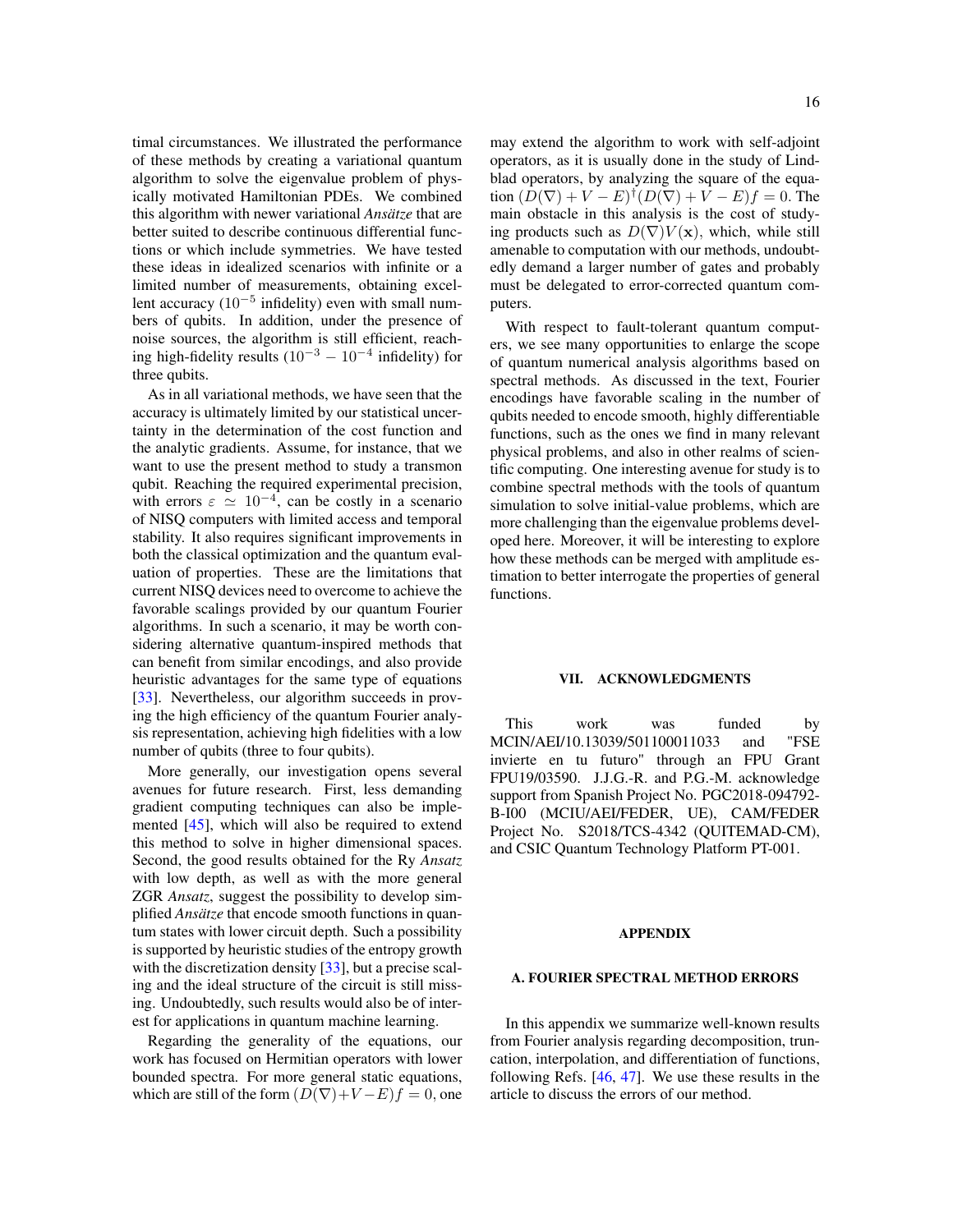timal circumstances. We illustrated the performance of these methods by creating a variational quantum algorithm to solve the eigenvalue problem of physically motivated Hamiltonian PDEs. We combined this algorithm with newer variational *Ansätze* that are better suited to describe continuous differential functions or which include symmetries. We have tested these ideas in idealized scenarios with infinite or a limited number of measurements, obtaining excellent accuracy ($10^{-5}$ infidelity) even with small numbers of qubits. In addition, under the presence of noise sources, the algorithm is still efficient, reaching high-fidelity results ($10^{-3} - 10^{-4}$ infidelity) for three qubits.

As in all variational methods, we have seen that the accuracy is ultimately limited by our statistical uncertainty in the determination of the cost function and the analytic gradients. Assume, for instance, that we want to use the present method to study a transmon qubit. Reaching the required experimental precision, with errors $\varepsilon \simeq 10^{-4}$, can be costly in a scenario of NISQ computers with limited access and temporal stability. It also requires significant improvements in both the classical optimization and the quantum evaluation of properties. These are the limitations that current NISQ devices need to overcome to achieve the favorable scalings provided by our quantum Fourier algorithms. In such a scenario, it may be worth considering alternative quantum-inspired methods that can benefit from similar encodings, and also provide heuristic advantages for the same type of equations [33]. Nevertheless, our algorithm succeeds in proving the high efficiency of the quantum Fourier analysis representation, achieving high fidelities with a low number of qubits (three to four qubits).

More generally, our investigation opens several avenues for future research. First, less demanding gradient computing techniques can also be implemented [45], which will also be required to extend this method to solve in higher dimensional spaces. Second, the good results obtained for the Ry *Ansatz* with low depth, as well as with the more general ZGR *Ansatz*, suggest the possibility to develop simplified *Ansätze* that encode smooth functions in quantum states with lower circuit depth. Such a possibility is supported by heuristic studies of the entropy growth with the discretization density [33], but a precise scaling and the ideal structure of the circuit is still missing. Undoubtedly, such results would also be of interest for applications in quantum machine learning.

Regarding the generality of the equations, our work has focused on Hermitian operators with lower bounded spectra. For more general static equations, which are still of the form $(D(\nabla)+V-E)f=0$, one may extend the algorithm to work with self-adjoint operators, as it is usually done in the study of Lindblad operators, by analyzing the square of the equation $(D(\nabla)+V-E)^\dagger(D(\nabla)+V-E)f=0$. The main obstacle in this analysis is the cost of studying products such as $D(\nabla)V(\mathbf{x})$, which, while still amenable to computation with our methods, undoubtedly demand a larger number of gates and probably must be delegated to error-corrected quantum computers.

With respect to fault-tolerant quantum computers, we see many opportunities to enlarge the scope of quantum numerical analysis algorithms based on spectral methods. As discussed in the text, Fourier encodings have favorable scaling in the number of qubits needed to encode smooth, highly differentiable functions, such as the ones we find in many relevant physical problems, and also in other realms of scientific computing. One interesting avenue for study is to combine spectral methods with the tools of quantum simulation to solve initial-value problems, which are more challenging than the eigenvalue problems developed here. Moreover, it will be interesting to explore how these methods can be merged with amplitude estimation to better interrogate the properties of general functions.

## VII. ACKNOWLEDGMENTS

This work was funded by MCIN/AEI/10.13039/501100011033 and "FSE invierte en tu futuro" through an FPU Grant FPU19/03590. J.J.G.-R. and P.G.-M. acknowledge support from Spanish Project No. PGC2018-094792-B-I00 (MCIU/AEI/FEDER, UE), CAM/FEDER Project No. S2018/TCS-4342 (QUITEMAD-CM), and CSIC Quantum Technology Platform PT-001.

## APPENDIX

### A. FOURIER SPECTRAL METHOD ERRORS

In this appendix we summarize well-known results from Fourier analysis regarding decomposition, truncation, interpolation, and differentiation of functions, following Refs. [46, 47]. We use these results in the article to discuss the errors of our method.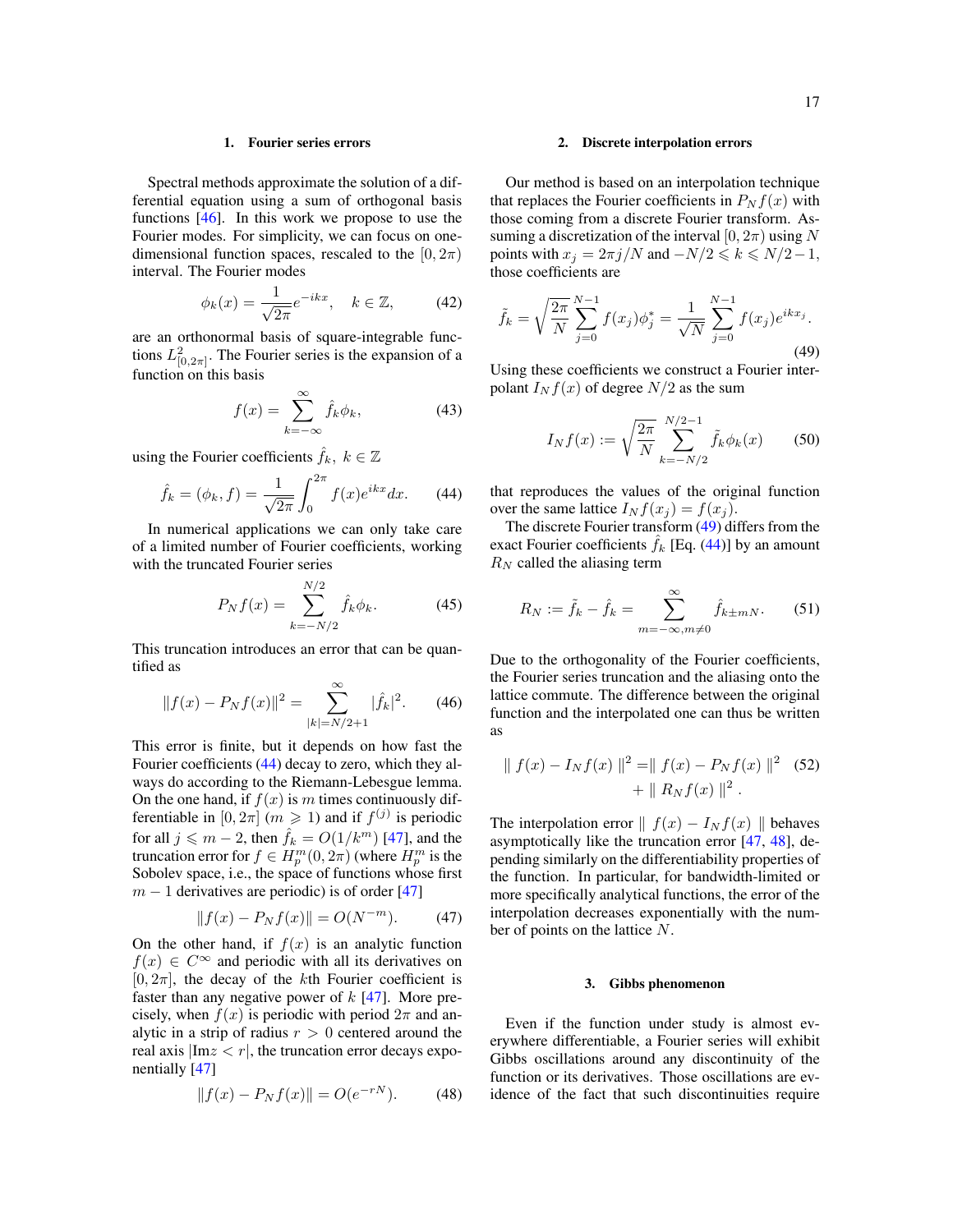### 1. Fourier series errors

Spectral methods approximate the solution of a differential equation using a sum of orthogonal basis functions [46]. In this work we propose to use the Fourier modes. For simplicity, we can focus on one-dimensional function spaces, rescaled to the $[0, 2\pi)$ interval. The Fourier modes

$$\phi_k(x) = \frac{1}{\sqrt{2\pi}} e^{-ikx}, \quad k \in \mathbb{Z}, \tag{42}$$

are an orthonormal basis of square-integrable functions $L^2_{[0,2\pi]}$. The Fourier series is the expansion of a function on this basis

$$f(x) = \sum_{k=-\infty}^{\infty} \hat{f}_k \phi_k, \tag{43}$$

using the Fourier coefficients $\hat{f}_k,\ k \in \mathbb{Z}$

$$\hat{f}_k = (\phi_k, f) = \frac{1}{\sqrt{2\pi}} \int_0^{2\pi} f(x) e^{ikx} dx. \tag{44}$$

In numerical applications we can only take care of a limited number of Fourier coefficients, working with the truncated Fourier series

$$P_N f(x) = \sum_{k=-N/2}^{N/2} \hat{f}_k \phi_k. \tag{45}$$

This truncation introduces an error that can be quantified as

$$\| f(x) - P_N f(x) \|^2 = \sum_{|k|=N/2+1}^{\infty} |\hat{f}_k|^2. \tag{46}$$

This error is finite, but it depends on how fast the Fourier coefficients (44) decay to zero, which they always do according to the Riemann-Lebesgue lemma. On the one hand, if $f(x)$ is $m$ times continuously differentiable in $[0, 2\pi]$ ($m \geqslant 1$) and if $f^{(j)}$ is periodic for all $j \leqslant m - 2$, then $\hat{f}_k = O(1/k^m)$ [47], and the truncation error for $f \in H^m_p(0, 2\pi)$ (where $H^m_p$ is the Sobolev space, i.e., the space of functions whose first $m - 1$ derivatives are periodic) is of order [47]

$$\| f(x) - P_N f(x) \| = O(N^{-m}). \tag{47}$$

On the other hand, if $f(x)$ is an analytic function $f(x) \in C^\infty$ and periodic with all its derivatives on $[0, 2\pi]$, the decay of the $k$th Fourier coefficient is faster than any negative power of $k$ [47]. More precisely, when $f(x)$ is periodic with period $2\pi$ and analytic in a strip of radius $r > 0$ centered around the real axis $|\mathrm{Im} z < r|$, the truncation error decays exponentially [47]

$$\| f(x) - P_N f(x) \| = O(e^{-rN}). \tag{48}$$

### 2. Discrete interpolation errors

Our method is based on an interpolation technique that replaces the Fourier coefficients in $P_N f(x)$ with those coming from a discrete Fourier transform. Assuming a discretization of the interval $[0, 2\pi)$ using $N$ points with $x_j = 2\pi j/N$ and $-N/2 \leqslant k \leqslant N/2 - 1$, those coefficients are

$$\tilde{f}_k = \sqrt{\frac{2\pi}{N}} \sum_{j=0}^{N-1} f(x_j) \phi_j^* = \frac{1}{\sqrt{N}} \sum_{j=0}^{N-1} f(x_j) e^{ikx_j}. \tag{49}$$

Using these coefficients we construct a Fourier interpolant $I_N f(x)$ of degree $N/2$ as the sum

$$I_N f(x) := \sqrt{\frac{2\pi}{N}} \sum_{k=-N/2}^{N/2-1} \tilde{f}_k \phi_k(x) \tag{50}$$

that reproduces the values of the original function over the same lattice $I_N f(x_j) = f(x_j)$.

The discrete Fourier transform (49) differs from the exact Fourier coefficients $\hat{f}_k$ [Eq. (44)] by an amount $R_N$ called the aliasing term

$$R_N := \tilde{f}_k - \hat{f}_k = \sum_{m=-\infty, m\neq 0}^{\infty} \hat{f}_{k \pm mN}. \tag{51}$$

Due to the orthogonality of the Fourier coefficients, the Fourier series truncation and the aliasing onto the lattice commute. The difference between the original function and the interpolated one can thus be written as

$$\| f(x) - I_N f(x) \|^2 = \| f(x) - P_N f(x) \|^2 + \| R_N f(x) \|^2 . \tag{52}$$

The interpolation error $\| f(x) - I_N f(x) \|$ behaves asymptotically like the truncation error [47, 48], depending similarly on the differentiability properties of the function. In particular, for bandwidth-limited or more specifically analytical functions, the error of the interpolation decreases exponentially with the number of points on the lattice $N$.

### 3. Gibbs phenomenon

Even if the function under study is almost everywhere differentiable, a Fourier series will exhibit Gibbs oscillations around any discontinuity of the function or its derivatives. Those oscillations are evidence of the fact that such discontinuities require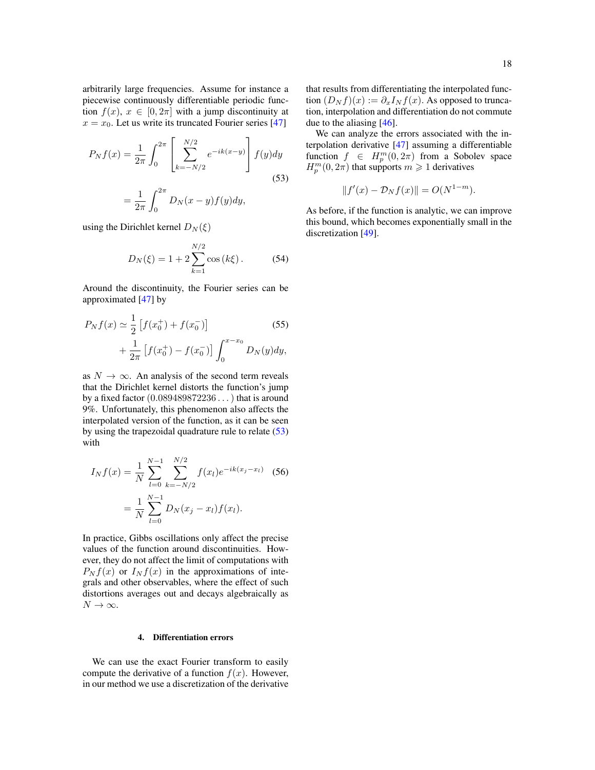arbitrarily large frequencies. Assume for instance a piecewise continuously differentiable periodic function $f(x)$, $x \in [0, 2\pi]$ with a jump discontinuity at $x = x_0$. Let us write its truncated Fourier series [47]

$$
\begin{aligned}
P_N f(x) &= \frac{1}{2\pi} \int_0^{2\pi} \left[ \sum_{k=-N/2}^{N/2} e^{-ik(x-y)} \right] f(y) dy \\
&= \frac{1}{2\pi} \int_0^{2\pi} D_N(x-y) f(y) dy,
\end{aligned} \tag{53}
$$

using the Dirichlet kernel $D_N(\xi)$

$$
D_N(\xi) = 1 + 2 \sum_{k=1}^{N/2} \cos(k\xi). \tag{54}
$$

Around the discontinuity, the Fourier series can be approximated [47] by

$$
\begin{aligned}
P_N f(x) \simeq \; & \frac{1}{2} \left[ f(x_0^+) + f(x_0^-) \right] \\
&+ \frac{1}{2\pi} \left[ f(x_0^+) - f(x_0^-) \right] \int_0^{x-x_0} D_N(y) dy,
\end{aligned} \tag{55}
$$

as $N \to \infty$. An analysis of the second term reveals that the Dirichlet kernel distorts the function's jump by a fixed factor $(0.089489872236\ldots)$ that is around 9%. Unfortunately, this phenomenon also affects the interpolated version of the function, as it can be seen by using the trapezoidal quadrature rule to relate (53) with

$$
\begin{aligned}
I_N f(x) &= \frac{1}{N} \sum_{l=0}^{N-1} \sum_{k=-N/2}^{N/2} f(x_l) e^{-ik(x_j - x_l)} \\
&= \frac{1}{N} \sum_{l=0}^{N-1} D_N(x_j - x_l) f(x_l).
\end{aligned} \tag{56}
$$

In practice, Gibbs oscillations only affect the precise values of the function around discontinuities. However, they do not affect the limit of computations with $P_N f(x)$ or $I_N f(x)$ in the approximations of integrals and other observables, where the effect of such distortions averages out and decays algebraically as $N \to \infty$.

#### 4. Differentiation errors

We can use the exact Fourier transform to easily compute the derivative of a function $f(x)$. However, in our method we use a discretization of the derivative that results from differentiating the interpolated function $(D_N f)(x) := \partial_x I_N f(x)$. As opposed to truncation, interpolation and differentiation do not commute due to the aliasing [46].

We can analyze the errors associated with the interpolation derivative [47] assuming a differentiable function $f \in H_p^m(0, 2\pi)$ from a Sobolev space $H_p^m(0, 2\pi)$ that supports $m \geqslant 1$ derivatives

$$
\|f'(x) - \mathcal{D}_N f(x)\| = O(N^{1-m}).
$$

As before, if the function is analytic, we can improve this bound, which becomes exponentially small in the discretization [49].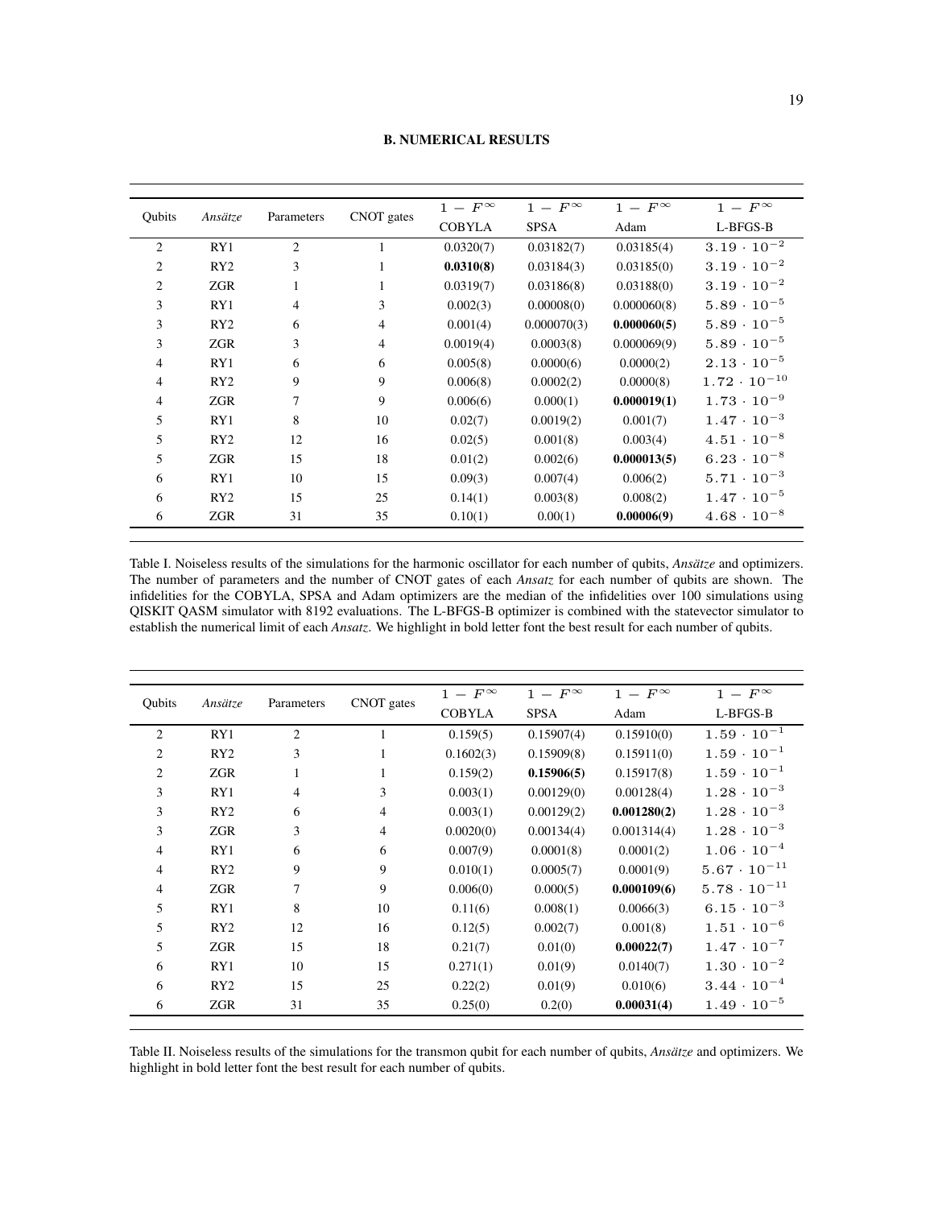## B. NUMERICAL RESULTS

| Qubits | *Ansätze* | Parameters | CNOT gates | $1 - F^{\infty}$ COBYLA | $1 - F^{\infty}$ SPSA | $1 - F^{\infty}$ Adam | $1 - F^{\infty}$ L-BFGS-B |
|---|---|---|---|---|---|---|---|
| 2 | RY1 | 2 | 1 | 0.0320(7) | 0.03182(7) | 0.03185(4) | $3.19 \cdot 10^{-2}$ |
| 2 | RY2 | 3 | 1 | **0.0310(8)** | 0.03184(3) | 0.03185(0) | $3.19 \cdot 10^{-2}$ |
| 2 | ZGR | 1 | 1 | 0.0319(7) | 0.03186(8) | 0.03188(0) | $3.19 \cdot 10^{-2}$ |
| 3 | RY1 | 4 | 3 | 0.002(3) | 0.00008(0) | 0.000060(8) | $5.89 \cdot 10^{-5}$ |
| 3 | RY2 | 6 | 4 | 0.001(4) | 0.000070(3) | **0.000060(5)** | $5.89 \cdot 10^{-5}$ |
| 3 | ZGR | 3 | 4 | 0.0019(4) | 0.0003(8) | 0.000069(9) | $5.89 \cdot 10^{-5}$ |
| 4 | RY1 | 6 | 6 | 0.005(8) | 0.0000(6) | 0.0000(2) | $2.13 \cdot 10^{-5}$ |
| 4 | RY2 | 9 | 9 | 0.006(8) | 0.0002(2) | 0.0000(8) | $1.72 \cdot 10^{-10}$ |
| 4 | ZGR | 7 | 9 | 0.006(6) | 0.000(1) | **0.000019(1)** | $1.73 \cdot 10^{-9}$ |
| 5 | RY1 | 8 | 10 | 0.02(7) | 0.0019(2) | 0.001(7) | $1.47 \cdot 10^{-3}$ |
| 5 | RY2 | 12 | 16 | 0.02(5) | 0.001(8) | 0.003(4) | $4.51 \cdot 10^{-8}$ |
| 5 | ZGR | 15 | 18 | 0.01(2) | 0.002(6) | **0.000013(5)** | $6.23 \cdot 10^{-8}$ |
| 6 | RY1 | 10 | 15 | 0.09(3) | 0.007(4) | 0.006(2) | $5.71 \cdot 10^{-3}$ |
| 6 | RY2 | 15 | 25 | 0.14(1) | 0.003(8) | 0.008(2) | $1.47 \cdot 10^{-5}$ |
| 6 | ZGR | 31 | 35 | 0.10(1) | 0.00(1) | **0.00006(9)** | $4.68 \cdot 10^{-8}$ |

Table I. Noiseless results of the simulations for the harmonic oscillator for each number of qubits, *Ansätze* and optimizers. The number of parameters and the number of CNOT gates of each *Ansatz* for each number of qubits are shown. The infidelities for the COBYLA, SPSA and Adam optimizers are the median of the infidelities over 100 simulations using QISKIT QASM simulator with 8192 evaluations. The L-BFGS-B optimizer is combined with the statevector simulator to establish the numerical limit of each *Ansatz*. We highlight in bold letter font the best result for each number of qubits.

| Qubits | *Ansätze* | Parameters | CNOT gates | $1 - F^{\infty}$ COBYLA | $1 - F^{\infty}$ SPSA | $1 - F^{\infty}$ Adam | $1 - F^{\infty}$ L-BFGS-B |
|---|---|---|---|---|---|---|---|
| 2 | RY1 | 2 | 1 | 0.159(5) | 0.15907(4) | 0.15910(0) | $1.59 \cdot 10^{-1}$ |
| 2 | RY2 | 3 | 1 | 0.1602(3) | 0.15909(8) | 0.15911(0) | $1.59 \cdot 10^{-1}$ |
| 2 | ZGR | 1 | 1 | 0.159(2) | **0.15906(5)** | 0.15917(8) | $1.59 \cdot 10^{-1}$ |
| 3 | RY1 | 4 | 3 | 0.003(1) | 0.00129(0) | 0.00128(4) | $1.28 \cdot 10^{-3}$ |
| 3 | RY2 | 6 | 4 | 0.003(1) | 0.00129(2) | **0.001280(2)** | $1.28 \cdot 10^{-3}$ |
| 3 | ZGR | 3 | 4 | 0.0020(0) | 0.00134(4) | 0.001314(4) | $1.28 \cdot 10^{-3}$ |
| 4 | RY1 | 6 | 6 | 0.007(9) | 0.0001(8) | 0.0001(2) | $1.06 \cdot 10^{-4}$ |
| 4 | RY2 | 9 | 9 | 0.010(1) | 0.0005(7) | 0.0001(9) | $5.67 \cdot 10^{-11}$ |
| 4 | ZGR | 7 | 9 | 0.006(0) | 0.000(5) | **0.000109(6)** | $5.78 \cdot 10^{-11}$ |
| 5 | RY1 | 8 | 10 | 0.11(6) | 0.008(1) | 0.0066(3) | $6.15 \cdot 10^{-3}$ |
| 5 | RY2 | 12 | 16 | 0.12(5) | 0.002(7) | 0.001(8) | $1.51 \cdot 10^{-6}$ |
| 5 | ZGR | 15 | 18 | 0.21(7) | 0.01(0) | **0.00022(7)** | $1.47 \cdot 10^{-7}$ |
| 6 | RY1 | 10 | 15 | 0.271(1) | 0.01(9) | 0.0140(7) | $1.30 \cdot 10^{-2}$ |
| 6 | RY2 | 15 | 25 | 0.22(2) | 0.01(9) | 0.010(6) | $3.44 \cdot 10^{-4}$ |
| 6 | ZGR | 31 | 35 | 0.25(0) | 0.2(0) | **0.00031(4)** | $1.49 \cdot 10^{-5}$ |

Table II. Noiseless results of the simulations for the transmon qubit for each number of qubits, *Ansätze* and optimizers. We highlight in bold letter font the best result for each number of qubits.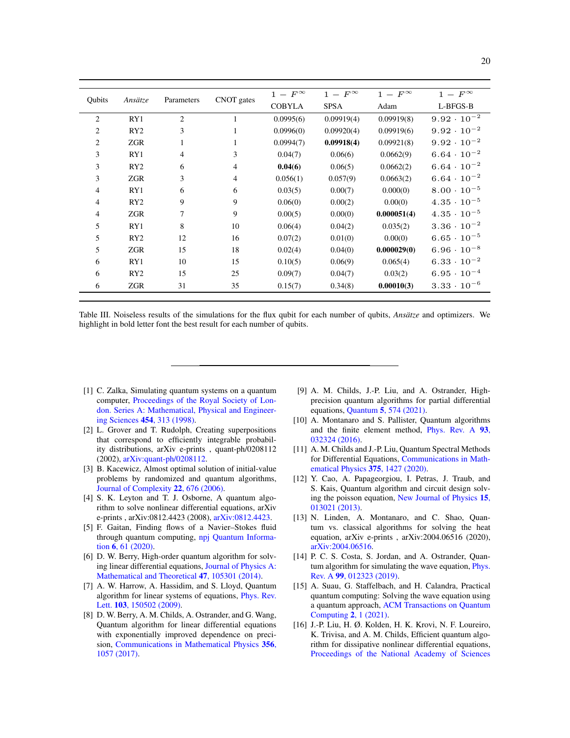| Qubits | *Ansätze* | Parameters | CNOT gates | $1-F^{\infty}$ COBYLA | $1-F^{\infty}$ SPSA | $1-F^{\infty}$ Adam | $1-F^{\infty}$ L-BFGS-B |
|---|---|---|---|---|---|---|---|
| 2 | RY1 | 2 | 1 | 0.0995(6) | 0.09919(4) | 0.09919(8) | $9.92 \cdot 10^{-2}$ |
| 2 | RY2 | 3 | 1 | 0.0996(0) | 0.09920(4) | 0.09919(6) | $9.92 \cdot 10^{-2}$ |
| 2 | ZGR | 1 | 1 | 0.0994(7) | **0.09918(4)** | 0.09921(8) | $9.92 \cdot 10^{-2}$ |
| 3 | RY1 | 4 | 3 | 0.04(7) | 0.06(6) | 0.0662(9) | $6.64 \cdot 10^{-2}$ |
| 3 | RY2 | 6 | 4 | **0.04(6)** | 0.06(5) | 0.0662(2) | $6.64 \cdot 10^{-2}$ |
| 3 | ZGR | 3 | 4 | 0.056(1) | 0.057(9) | 0.0663(2) | $6.64 \cdot 10^{-2}$ |
| 4 | RY1 | 6 | 6 | 0.03(5) | 0.00(7) | 0.000(0) | $8.00 \cdot 10^{-5}$ |
| 4 | RY2 | 9 | 9 | 0.06(0) | 0.00(2) | 0.00(0) | $4.35 \cdot 10^{-5}$ |
| 4 | ZGR | 7 | 9 | 0.00(5) | 0.00(0) | **0.000051(4)** | $4.35 \cdot 10^{-5}$ |
| 5 | RY1 | 8 | 10 | 0.06(4) | 0.04(2) | 0.035(2) | $3.36 \cdot 10^{-2}$ |
| 5 | RY2 | 12 | 16 | 0.07(2) | 0.01(0) | 0.00(0) | $6.65 \cdot 10^{-5}$ |
| 5 | ZGR | 15 | 18 | 0.02(4) | 0.04(0) | **0.000029(0)** | $6.96 \cdot 10^{-8}$ |
| 6 | RY1 | 10 | 15 | 0.10(5) | 0.06(9) | 0.065(4) | $6.33 \cdot 10^{-2}$ |
| 6 | RY2 | 15 | 25 | 0.09(7) | 0.04(7) | 0.03(2) | $6.95 \cdot 10^{-4}$ |
| 6 | ZGR | 31 | 35 | 0.15(7) | 0.34(8) | **0.00010(3)** | $3.33 \cdot 10^{-6}$ |

Table III. Noiseless results of the simulations for the flux qubit for each number of qubits, *Ansätze* and optimizers. We highlight in bold letter font the best result for each number of qubits.

---

[1] C. Zalka, Simulating quantum systems on a quantum computer, Proceedings of the Royal Society of London. Series A: Mathematical, Physical and Engineering Sciences **454**, 313 (1998).

[2] L. Grover and T. Rudolph, Creating superpositions that correspond to efficiently integrable probability distributions, arXiv e-prints , quant-ph/0208112 (2002), arXiv:quant-ph/0208112.

[3] B. Kacewicz, Almost optimal solution of initial-value problems by randomized and quantum algorithms, Journal of Complexity **22**, 676 (2006).

[4] S. K. Leyton and T. J. Osborne, A quantum algorithm to solve nonlinear differential equations, arXiv e-prints , arXiv:0812.4423 (2008), arXiv:0812.4423.

[5] F. Gaitan, Finding flows of a Navier–Stokes fluid through quantum computing, npj Quantum Information **6**, 61 (2020).

[6] D. W. Berry, High-order quantum algorithm for solving linear differential equations, Journal of Physics A: Mathematical and Theoretical **47**, 105301 (2014).

[7] A. W. Harrow, A. Hassidim, and S. Lloyd, Quantum algorithm for linear systems of equations, Phys. Rev. Lett. **103**, 150502 (2009).

[8] D. W. Berry, A. M. Childs, A. Ostrander, and G. Wang, Quantum algorithm for linear differential equations with exponentially improved dependence on precision, Communications in Mathematical Physics **356**, 1057 (2017).

[9] A. M. Childs, J.-P. Liu, and A. Ostrander, High-precision quantum algorithms for partial differential equations, Quantum **5**, 574 (2021).

[10] A. Montanaro and S. Pallister, Quantum algorithms and the finite element method, Phys. Rev. A **93**, 032324 (2016).

[11] A. M. Childs and J.-P. Liu, Quantum Spectral Methods for Differential Equations, Communications in Mathematical Physics **375**, 1427 (2020).

[12] Y. Cao, A. Papageorgiou, I. Petras, J. Traub, and S. Kais, Quantum algorithm and circuit design solving the poisson equation, New Journal of Physics **15**, 013021 (2013).

[13] N. Linden, A. Montanaro, and C. Shao, Quantum vs. classical algorithms for solving the heat equation, arXiv e-prints , arXiv:2004.06516 (2020), arXiv:2004.06516.

[14] P. C. S. Costa, S. Jordan, and A. Ostrander, Quantum algorithm for simulating the wave equation, Phys. Rev. A **99**, 012323 (2019).

[15] A. Suau, G. Staffelbach, and H. Calandra, Practical quantum computing: Solving the wave equation using a quantum approach, ACM Transactions on Quantum Computing **2**, 1 (2021).

[16] J.-P. Liu, H. Ø. Kolden, H. K. Krovi, N. F. Loureiro, K. Trivisa, and A. M. Childs, Efficient quantum algorithm for dissipative nonlinear differential equations, Proceedings of the National Academy of Sciences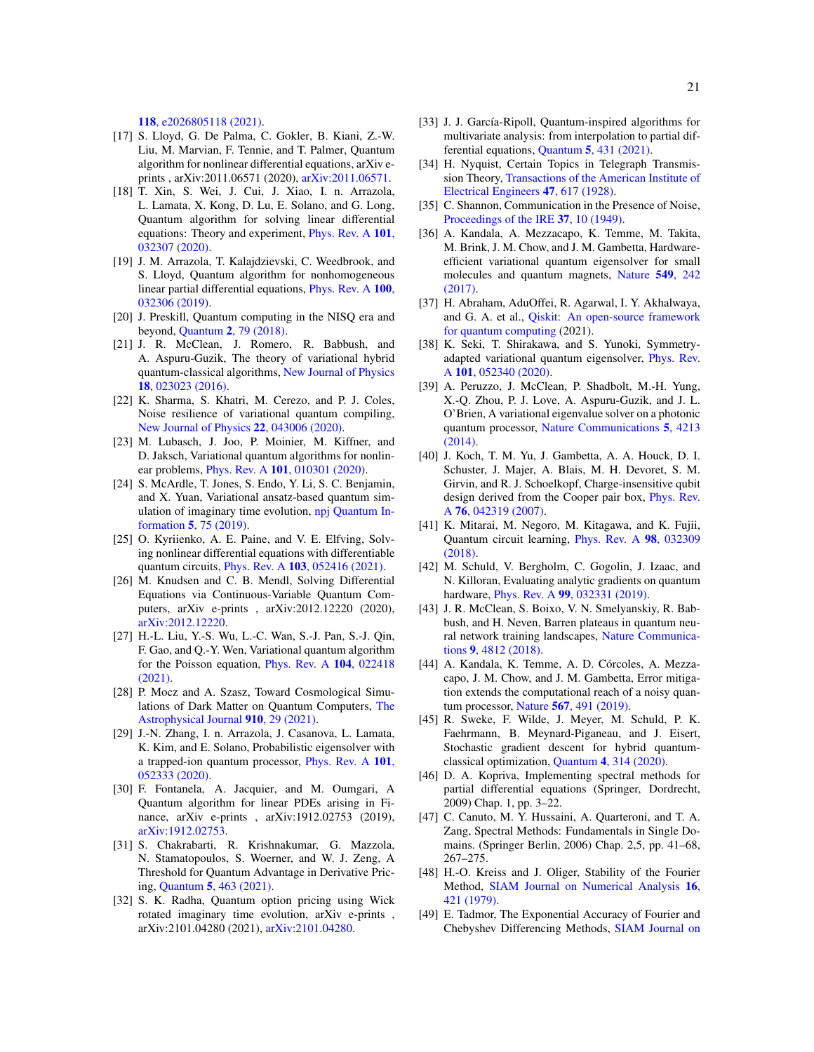**118**, e2026805118 (2021).

[17] S. Lloyd, G. De Palma, C. Gokler, B. Kiani, Z.-W. Liu, M. Marvian, F. Tennie, and T. Palmer, Quantum algorithm for nonlinear differential equations, arXiv e-prints , arXiv:2011.06571 (2020), arXiv:2011.06571.

[18] T. Xin, S. Wei, J. Cui, J. Xiao, I. n. Arrazola, L. Lamata, X. Kong, D. Lu, E. Solano, and G. Long, Quantum algorithm for solving linear differential equations: Theory and experiment, Phys. Rev. A **101**, 032307 (2020).

[19] J. M. Arrazola, T. Kalajdzievski, C. Weedbrook, and S. Lloyd, Quantum algorithm for nonhomogeneous linear partial differential equations, Phys. Rev. A **100**, 032306 (2019).

[20] J. Preskill, Quantum computing in the NISQ era and beyond, Quantum **2**, 79 (2018).

[21] J. R. McClean, J. Romero, R. Babbush, and A. Aspuru-Guzik, The theory of variational hybrid quantum-classical algorithms, New Journal of Physics **18**, 023023 (2016).

[22] K. Sharma, S. Khatri, M. Cerezo, and P. J. Coles, Noise resilience of variational quantum compiling, New Journal of Physics **22**, 043006 (2020).

[23] M. Lubasch, J. Joo, P. Moinier, M. Kiffner, and D. Jaksch, Variational quantum algorithms for nonlinear problems, Phys. Rev. A **101**, 010301 (2020).

[24] S. McArdle, T. Jones, S. Endo, Y. Li, S. C. Benjamin, and X. Yuan, Variational ansatz-based quantum simulation of imaginary time evolution, npj Quantum Information **5**, 75 (2019).

[25] O. Kyriienko, A. E. Paine, and V. E. Elfving, Solving nonlinear differential equations with differentiable quantum circuits, Phys. Rev. A **103**, 052416 (2021).

[26] M. Knudsen and C. B. Mendl, Solving Differential Equations via Continuous-Variable Quantum Computers, arXiv e-prints , arXiv:2012.12220 (2020), arXiv:2012.12220.

[27] H.-L. Liu, Y.-S. Wu, L.-C. Wan, S.-J. Pan, S.-J. Qin, F. Gao, and Q.-Y. Wen, Variational quantum algorithm for the Poisson equation, Phys. Rev. A **104**, 022418 (2021).

[28] P. Mocz and A. Szasz, Toward Cosmological Simulations of Dark Matter on Quantum Computers, The Astrophysical Journal **910**, 29 (2021).

[29] J.-N. Zhang, I. n. Arrazola, J. Casanova, L. Lamata, K. Kim, and E. Solano, Probabilistic eigensolver with a trapped-ion quantum processor, Phys. Rev. A **101**, 052333 (2020).

[30] F. Fontanela, A. Jacquier, and M. Oumgari, A Quantum algorithm for linear PDEs arising in Finance, arXiv e-prints , arXiv:1912.02753 (2019), arXiv:1912.02753.

[31] S. Chakrabarti, R. Krishnakumar, G. Mazzola, N. Stamatopoulos, S. Woerner, and W. J. Zeng, A Threshold for Quantum Advantage in Derivative Pricing, Quantum **5**, 463 (2021).

[32] S. K. Radha, Quantum option pricing using Wick rotated imaginary time evolution, arXiv e-prints , arXiv:2101.04280 (2021), arXiv:2101.04280.

[33] J. J. García-Ripoll, Quantum-inspired algorithms for multivariate analysis: from interpolation to partial differential equations, Quantum **5**, 431 (2021).

[34] H. Nyquist, Certain Topics in Telegraph Transmission Theory, Transactions of the American Institute of Electrical Engineers **47**, 617 (1928).

[35] C. Shannon, Communication in the Presence of Noise, Proceedings of the IRE **37**, 10 (1949).

[36] A. Kandala, A. Mezzacapo, K. Temme, M. Takita, M. Brink, J. M. Chow, and J. M. Gambetta, Hardware-efficient variational quantum eigensolver for small molecules and quantum magnets, Nature **549**, 242 (2017).

[37] H. Abraham, AduOffei, R. Agarwal, I. Y. Akhalwaya, and G. A. et al., Qiskit: An open-source framework for quantum computing (2021).

[38] K. Seki, T. Shirakawa, and S. Yunoki, Symmetry-adapted variational quantum eigensolver, Phys. Rev. A **101**, 052340 (2020).

[39] A. Peruzzo, J. McClean, P. Shadbolt, M.-H. Yung, X.-Q. Zhou, P. J. Love, A. Aspuru-Guzik, and J. L. O'Brien, A variational eigenvalue solver on a photonic quantum processor, Nature Communications **5**, 4213 (2014).

[40] J. Koch, T. M. Yu, J. Gambetta, A. A. Houck, D. I. Schuster, J. Majer, A. Blais, M. H. Devoret, S. M. Girvin, and R. J. Schoelkopf, Charge-insensitive qubit design derived from the Cooper pair box, Phys. Rev. A **76**, 042319 (2007).

[41] K. Mitarai, M. Negoro, M. Kitagawa, and K. Fujii, Quantum circuit learning, Phys. Rev. A **98**, 032309 (2018).

[42] M. Schuld, V. Bergholm, C. Gogolin, J. Izaac, and N. Killoran, Evaluating analytic gradients on quantum hardware, Phys. Rev. A **99**, 032331 (2019).

[43] J. R. McClean, S. Boixo, V. N. Smelyanskiy, R. Babbush, and H. Neven, Barren plateaus in quantum neural network training landscapes, Nature Communications **9**, 4812 (2018).

[44] A. Kandala, K. Temme, A. D. Córcoles, A. Mezzacapo, J. M. Chow, and J. M. Gambetta, Error mitigation extends the computational reach of a noisy quantum processor, Nature **567**, 491 (2019).

[45] R. Sweke, F. Wilde, J. Meyer, M. Schuld, P. K. Faehrmann, B. Meynard-Piganeau, and J. Eisert, Stochastic gradient descent for hybrid quantum-classical optimization, Quantum **4**, 314 (2020).

[46] D. A. Kopriva, Implementing spectral methods for partial differential equations (Springer, Dordrecht, 2009) Chap. 1, pp. 3–22.

[47] C. Canuto, M. Y. Hussaini, A. Quarteroni, and T. A. Zang, Spectral Methods: Fundamentals in Single Domains. (Springer Berlin, 2006) Chap. 2,5, pp. 41–68, 267–275.

[48] H.-O. Kreiss and J. Oliger, Stability of the Fourier Method, SIAM Journal on Numerical Analysis **16**, 421 (1979).

[49] E. Tadmor, The Exponential Accuracy of Fourier and Chebyshev Differencing Methods, SIAM Journal on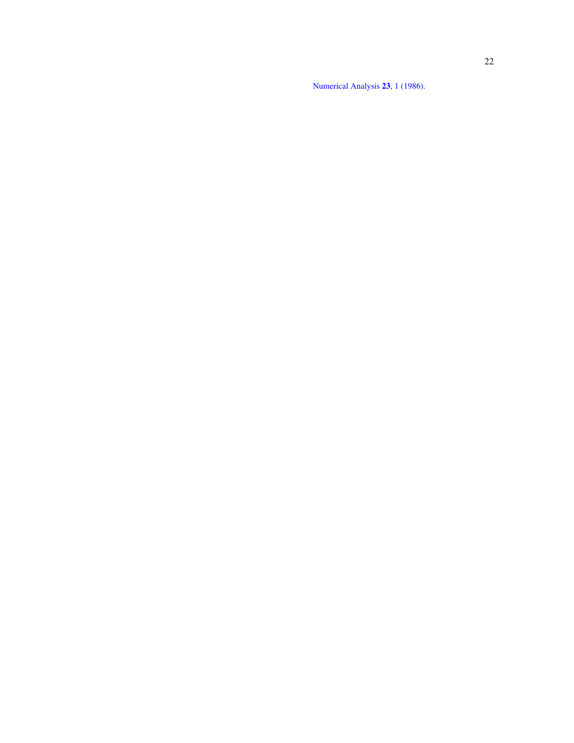Numerical Analysis **23**, 1 (1986).